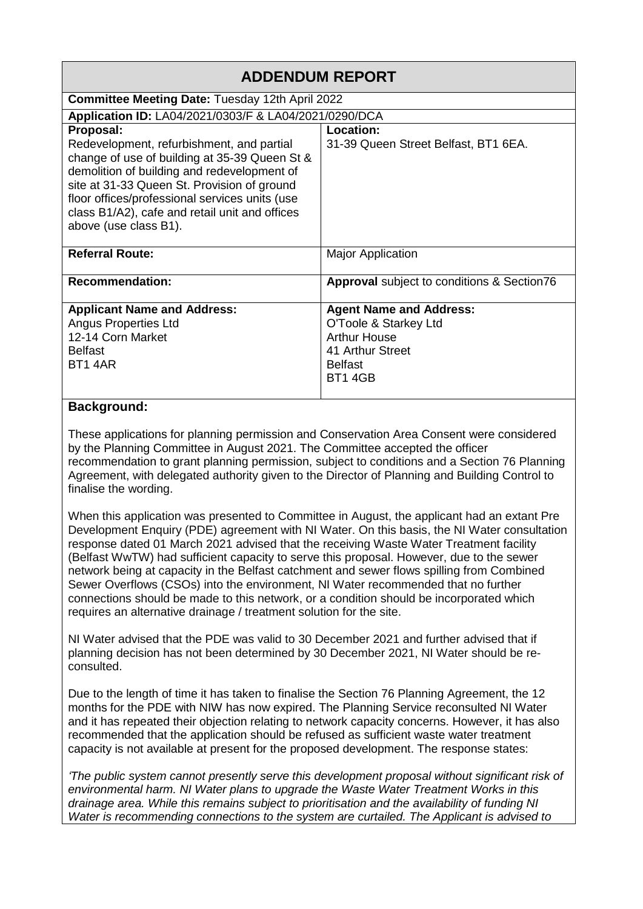# ADDENDUM REPORT

| **Committee Meeting Date:** Tuesday 12th April 2022 | |
|---|---|
| **Application ID:** LA04/2021/0303/F & LA04/2021/0290/DCA | |
| **Proposal:**<br>Redevelopment, refurbishment, and partial change of use of building at 35-39 Queen St & demolition of building and redevelopment of site at 31-33 Queen St. Provision of ground floor offices/professional services units (use class B1/A2), cafe and retail unit and offices above (use class B1). | **Location:**<br>31-39 Queen Street Belfast, BT1 6EA. |
| **Referral Route:** | Major Application |
| **Recommendation:** | **Approval** subject to conditions & Section76 |
| **Applicant Name and Address:**<br>Angus Properties Ltd<br>12-14 Corn Market<br>Belfast<br>BT1 4AR | **Agent Name and Address:**<br>O'Toole & Starkey Ltd<br>Arthur House<br>41 Arthur Street<br>Belfast<br>BT1 4GB |

## Background:

These applications for planning permission and Conservation Area Consent were considered by the Planning Committee in August 2021. The Committee accepted the officer recommendation to grant planning permission, subject to conditions and a Section 76 Planning Agreement, with delegated authority given to the Director of Planning and Building Control to finalise the wording.

When this application was presented to Committee in August, the applicant had an extant Pre Development Enquiry (PDE) agreement with NI Water. On this basis, the NI Water consultation response dated 01 March 2021 advised that the receiving Waste Water Treatment facility (Belfast WwTW) had sufficient capacity to serve this proposal. However, due to the sewer network being at capacity in the Belfast catchment and sewer flows spilling from Combined Sewer Overflows (CSOs) into the environment, NI Water recommended that no further connections should be made to this network, or a condition should be incorporated which requires an alternative drainage / treatment solution for the site.

NI Water advised that the PDE was valid to 30 December 2021 and further advised that if planning decision has not been determined by 30 December 2021, NI Water should be re-consulted.

Due to the length of time it has taken to finalise the Section 76 Planning Agreement, the 12 months for the PDE with NIW has now expired. The Planning Service reconsulted NI Water and it has repeated their objection relating to network capacity concerns. However, it has also recommended that the application should be refused as sufficient waste water treatment capacity is not available at present for the proposed development. The response states:

*'The public system cannot presently serve this development proposal without significant risk of environmental harm. NI Water plans to upgrade the Waste Water Treatment Works in this drainage area. While this remains subject to prioritisation and the availability of funding NI Water is recommending connections to the system are curtailed. The Applicant is advised to*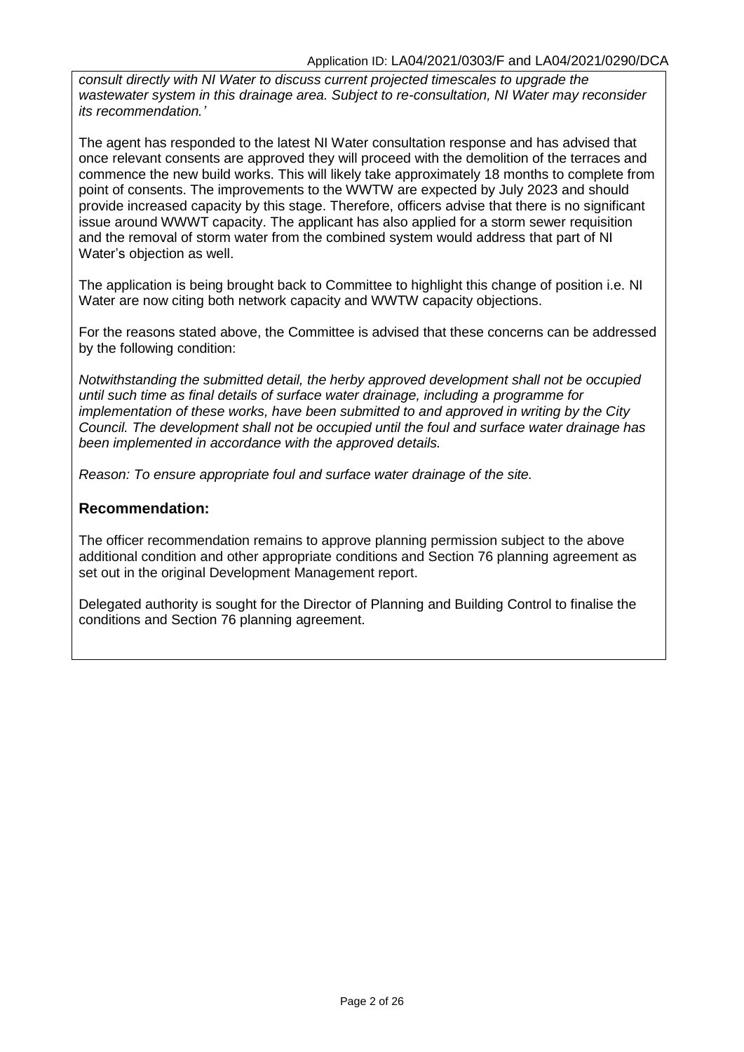*consult directly with NI Water to discuss current projected timescales to upgrade the wastewater system in this drainage area. Subject to re-consultation, NI Water may reconsider its recommendation.'*

The agent has responded to the latest NI Water consultation response and has advised that once relevant consents are approved they will proceed with the demolition of the terraces and commence the new build works. This will likely take approximately 18 months to complete from point of consents. The improvements to the WWTW are expected by July 2023 and should provide increased capacity by this stage. Therefore, officers advise that there is no significant issue around WWWT capacity. The applicant has also applied for a storm sewer requisition and the removal of storm water from the combined system would address that part of NI Water's objection as well.

The application is being brought back to Committee to highlight this change of position i.e. NI Water are now citing both network capacity and WWTW capacity objections.

For the reasons stated above, the Committee is advised that these concerns can be addressed by the following condition:

*Notwithstanding the submitted detail, the herby approved development shall not be occupied until such time as final details of surface water drainage, including a programme for implementation of these works, have been submitted to and approved in writing by the City Council. The development shall not be occupied until the foul and surface water drainage has been implemented in accordance with the approved details.*

*Reason: To ensure appropriate foul and surface water drainage of the site.*

## Recommendation:

The officer recommendation remains to approve planning permission subject to the above additional condition and other appropriate conditions and Section 76 planning agreement as set out in the original Development Management report.

Delegated authority is sought for the Director of Planning and Building Control to finalise the conditions and Section 76 planning agreement.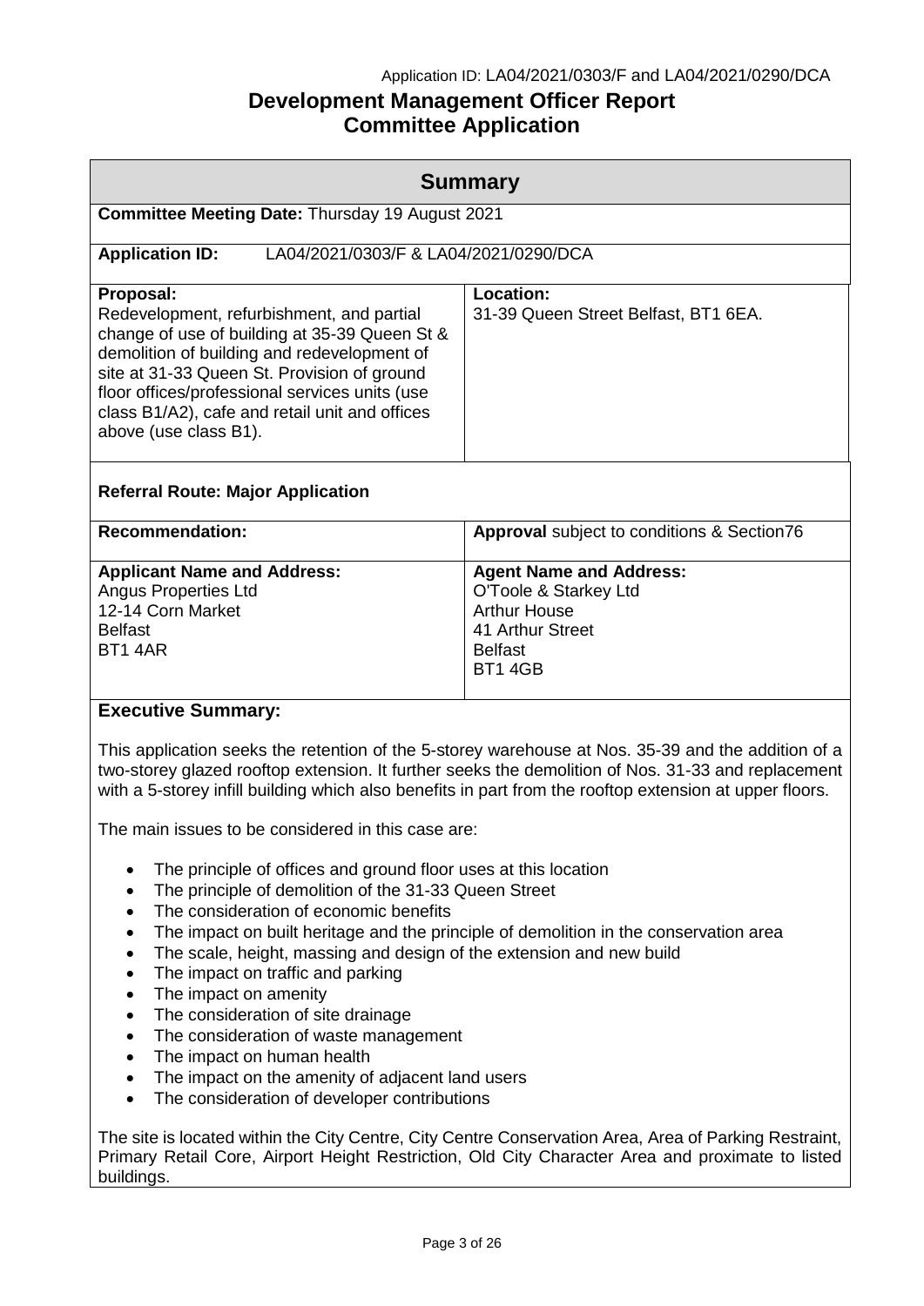Application ID: LA04/2021/0303/F and LA04/2021/0290/DCA

# Development Management Officer Report
# Committee Application

## Summary

**Committee Meeting Date:** Thursday 19 August 2021

**Application ID:** LA04/2021/0303/F & LA04/2021/0290/DCA

| **Proposal:** | **Location:** |
|---|---|
| Redevelopment, refurbishment, and partial change of use of building at 35-39 Queen St & demolition of building and redevelopment of site at 31-33 Queen St. Provision of ground floor offices/professional services units (use class B1/A2), cafe and retail unit and offices above (use class B1). | 31-39 Queen Street Belfast, BT1 6EA. |

**Referral Route: Major Application**

| **Recommendation:** | **Approval** subject to conditions & Section76 |
|---|---|
| **Applicant Name and Address:**<br>Angus Properties Ltd<br>12-14 Corn Market<br>Belfast<br>BT1 4AR | **Agent Name and Address:**<br>O'Toole & Starkey Ltd<br>Arthur House<br>41 Arthur Street<br>Belfast<br>BT1 4GB |

**Executive Summary:**

This application seeks the retention of the 5-storey warehouse at Nos. 35-39 and the addition of a two-storey glazed rooftop extension. It further seeks the demolition of Nos. 31-33 and replacement with a 5-storey infill building which also benefits in part from the rooftop extension at upper floors.

The main issues to be considered in this case are:

- The principle of offices and ground floor uses at this location
- The principle of demolition of the 31-33 Queen Street
- The consideration of economic benefits
- The impact on built heritage and the principle of demolition in the conservation area
- The scale, height, massing and design of the extension and new build
- The impact on traffic and parking
- The impact on amenity
- The consideration of site drainage
- The consideration of waste management
- The impact on human health
- The impact on the amenity of adjacent land users
- The consideration of developer contributions

The site is located within the City Centre, City Centre Conservation Area, Area of Parking Restraint, Primary Retail Core, Airport Height Restriction, Old City Character Area and proximate to listed buildings.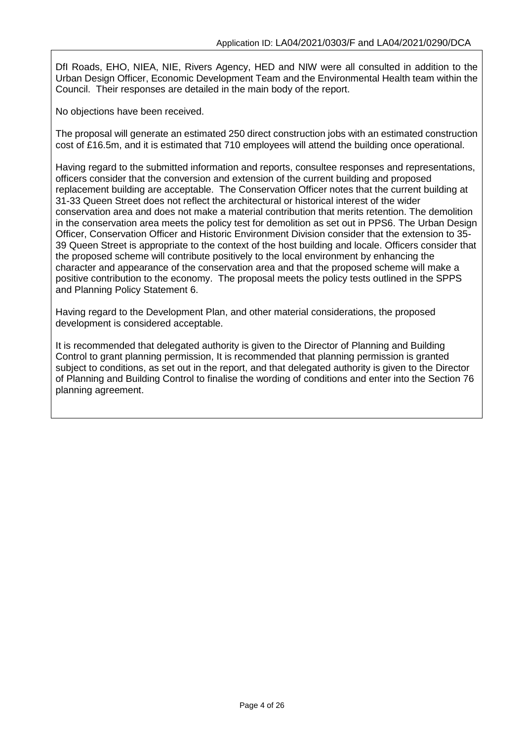DfI Roads, EHO, NIEA, NIE, Rivers Agency, HED and NIW were all consulted in addition to the Urban Design Officer, Economic Development Team and the Environmental Health team within the Council. Their responses are detailed in the main body of the report.

No objections have been received.

The proposal will generate an estimated 250 direct construction jobs with an estimated construction cost of £16.5m, and it is estimated that 710 employees will attend the building once operational.

Having regard to the submitted information and reports, consultee responses and representations, officers consider that the conversion and extension of the current building and proposed replacement building are acceptable. The Conservation Officer notes that the current building at 31-33 Queen Street does not reflect the architectural or historical interest of the wider conservation area and does not make a material contribution that merits retention. The demolition in the conservation area meets the policy test for demolition as set out in PPS6. The Urban Design Officer, Conservation Officer and Historic Environment Division consider that the extension to 35-39 Queen Street is appropriate to the context of the host building and locale. Officers consider that the proposed scheme will contribute positively to the local environment by enhancing the character and appearance of the conservation area and that the proposed scheme will make a positive contribution to the economy. The proposal meets the policy tests outlined in the SPPS and Planning Policy Statement 6.

Having regard to the Development Plan, and other material considerations, the proposed development is considered acceptable.

It is recommended that delegated authority is given to the Director of Planning and Building Control to grant planning permission, It is recommended that planning permission is granted subject to conditions, as set out in the report, and that delegated authority is given to the Director of Planning and Building Control to finalise the wording of conditions and enter into the Section 76 planning agreement.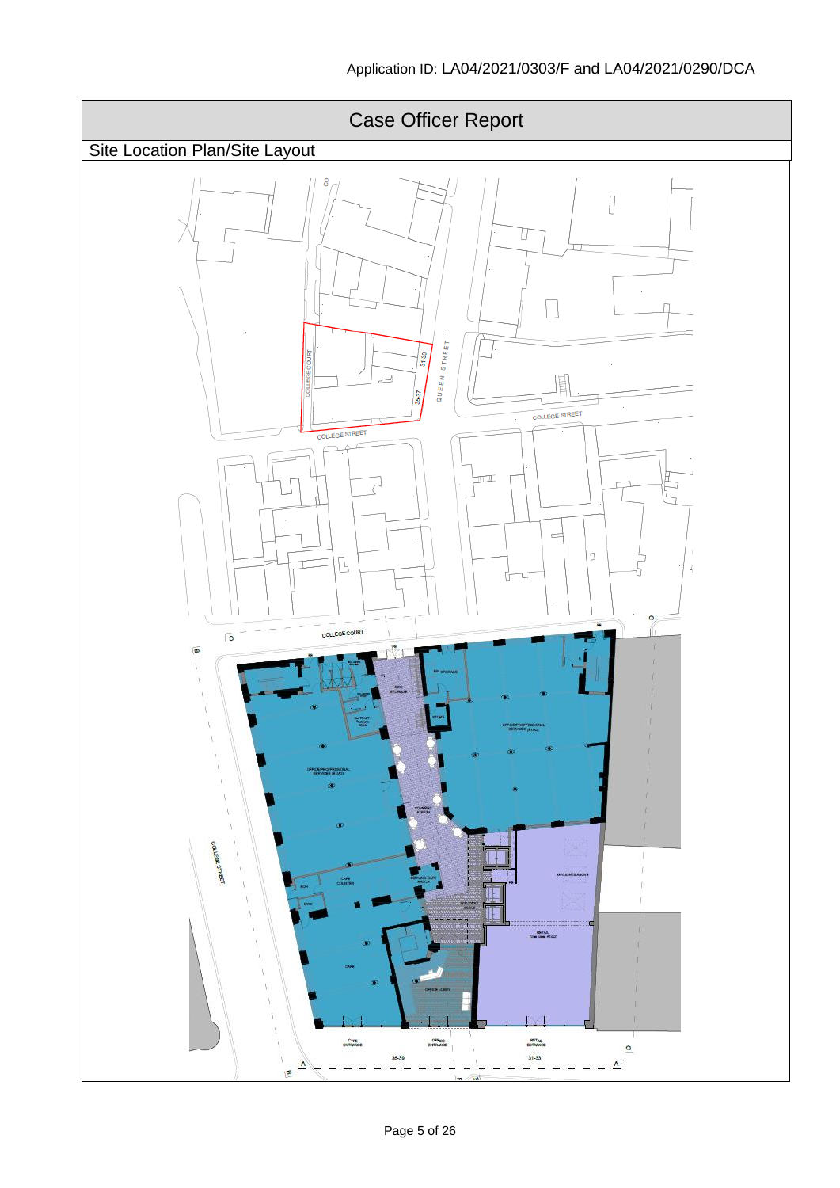Application ID: LA04/2021/0303/F and LA04/2021/0290/DCA

# Case Officer Report

## Site Location Plan/Site Layout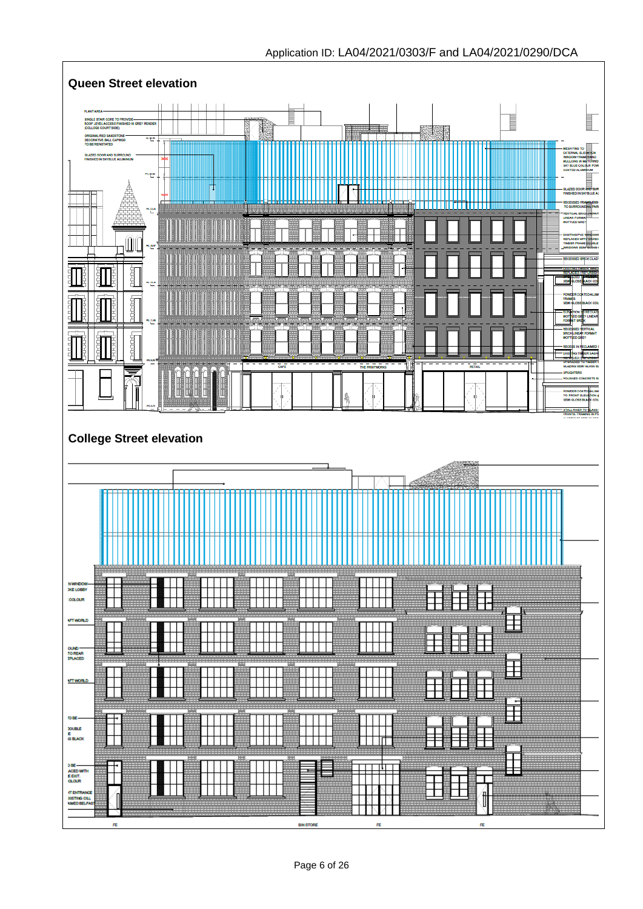Application ID: LA04/2021/0303/F and LA04/2021/0290/DCA

## Queen Street elevation

## College Street elevation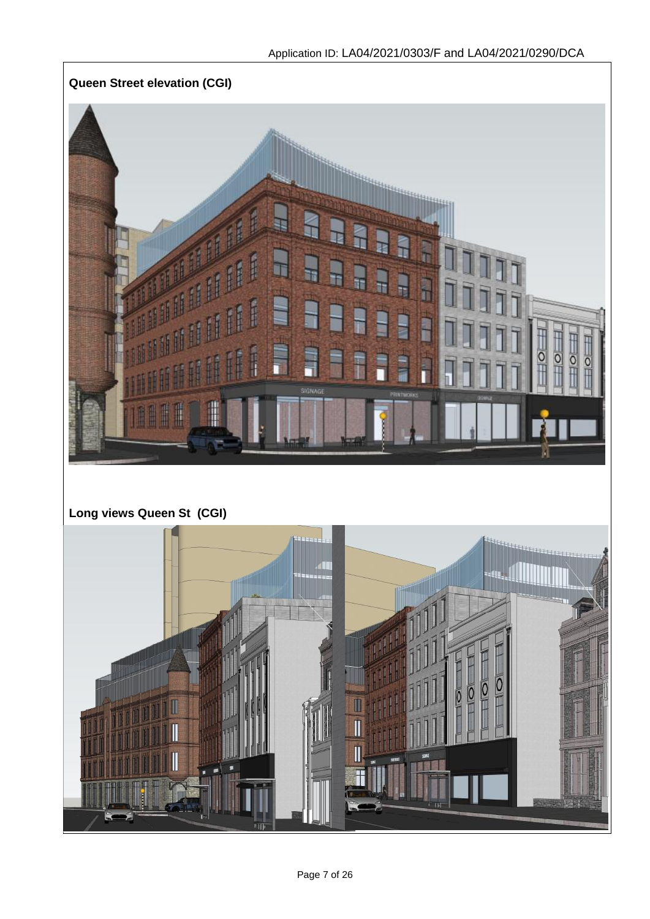**Queen Street elevation (CGI)**

**Long views Queen St (CGI)**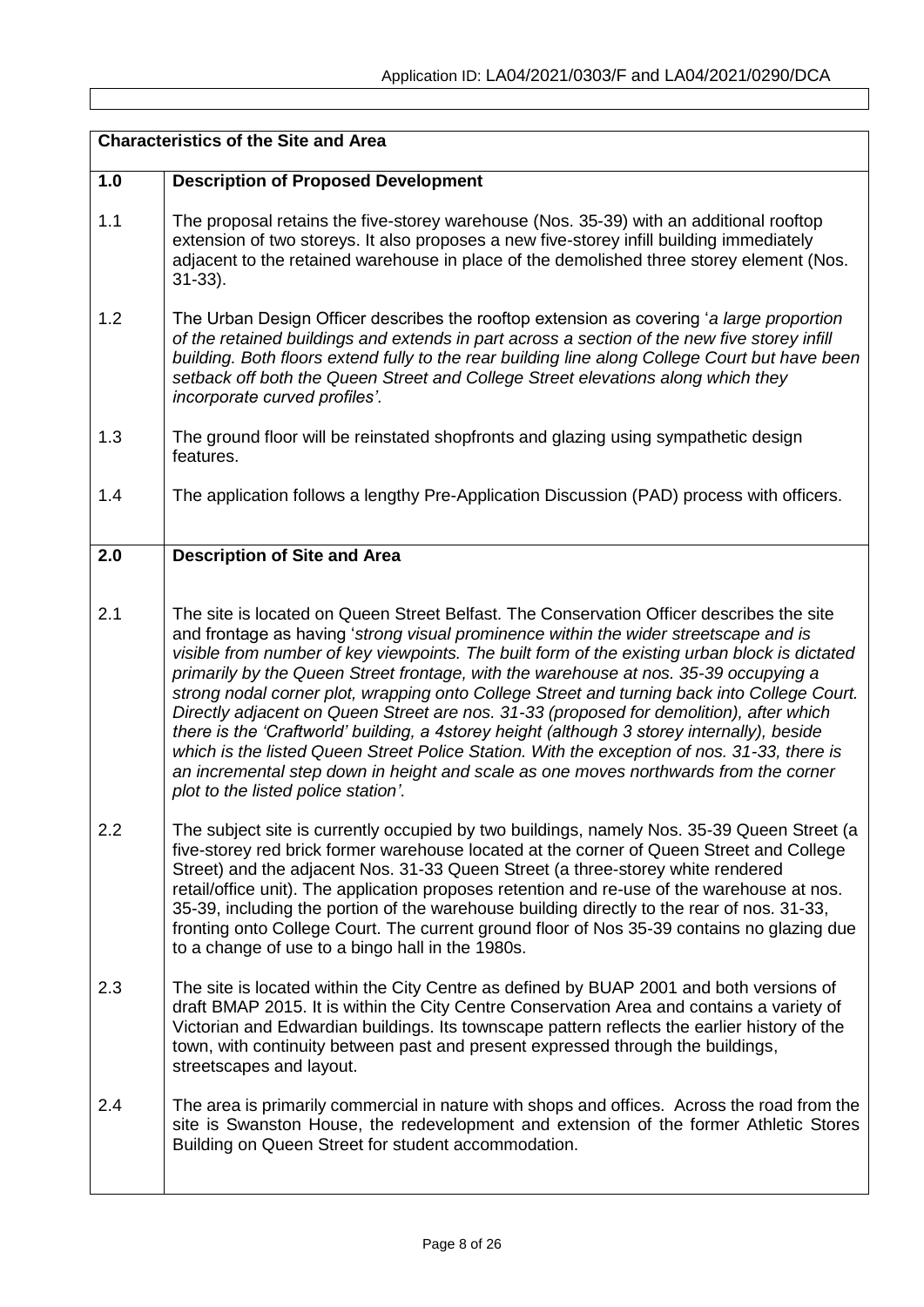## Characteristics of the Site and Area

### 1.0 Description of Proposed Development

1.1 The proposal retains the five-storey warehouse (Nos. 35-39) with an additional rooftop extension of two storeys. It also proposes a new five-storey infill building immediately adjacent to the retained warehouse in place of the demolished three storey element (Nos. 31-33).

1.2 The Urban Design Officer describes the rooftop extension as covering '*a large proportion of the retained buildings and extends in part across a section of the new five storey infill building. Both floors extend fully to the rear building line along College Court but have been setback off both the Queen Street and College Street elevations along which they incorporate curved profiles'*.

1.3 The ground floor will be reinstated shopfronts and glazing using sympathetic design features.

1.4 The application follows a lengthy Pre-Application Discussion (PAD) process with officers.

### 2.0 Description of Site and Area

2.1 The site is located on Queen Street Belfast. The Conservation Officer describes the site and frontage as having '*strong visual prominence within the wider streetscape and is visible from number of key viewpoints. The built form of the existing urban block is dictated primarily by the Queen Street frontage, with the warehouse at nos. 35-39 occupying a strong nodal corner plot, wrapping onto College Street and turning back into College Court. Directly adjacent on Queen Street are nos. 31-33 (proposed for demolition), after which there is the 'Craftworld' building, a 4storey height (although 3 storey internally), beside which is the listed Queen Street Police Station. With the exception of nos. 31-33, there is an incremental step down in height and scale as one moves northwards from the corner plot to the listed police station'*.

2.2 The subject site is currently occupied by two buildings, namely Nos. 35-39 Queen Street (a five-storey red brick former warehouse located at the corner of Queen Street and College Street) and the adjacent Nos. 31-33 Queen Street (a three-storey white rendered retail/office unit). The application proposes retention and re-use of the warehouse at nos. 35-39, including the portion of the warehouse building directly to the rear of nos. 31-33, fronting onto College Court. The current ground floor of Nos 35-39 contains no glazing due to a change of use to a bingo hall in the 1980s.

2.3 The site is located within the City Centre as defined by BUAP 2001 and both versions of draft BMAP 2015. It is within the City Centre Conservation Area and contains a variety of Victorian and Edwardian buildings. Its townscape pattern reflects the earlier history of the town, with continuity between past and present expressed through the buildings, streetscapes and layout.

2.4 The area is primarily commercial in nature with shops and offices. Across the road from the site is Swanston House, the redevelopment and extension of the former Athletic Stores Building on Queen Street for student accommodation.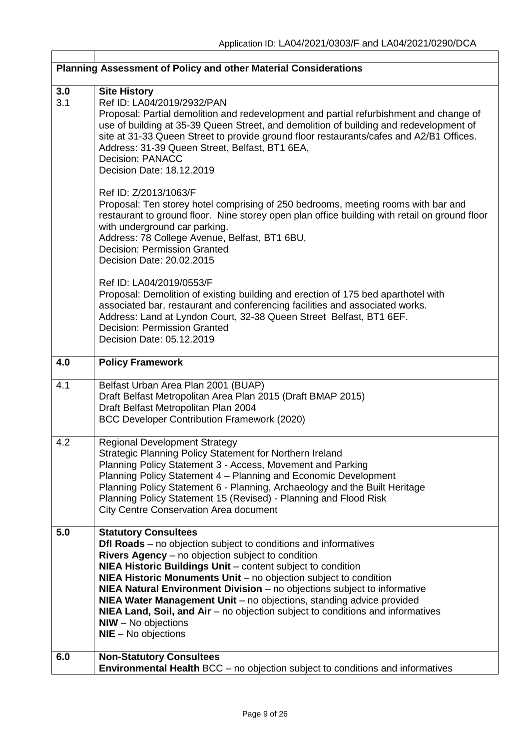| | |
|---|---|
| **Planning Assessment of Policy and other Material Considerations** | |
| **3.0**<br>3.1 | **Site History**<br>Ref ID: LA04/2019/2932/PAN<br>Proposal: Partial demolition and redevelopment and partial refurbishment and change of use of building at 35-39 Queen Street, and demolition of building and redevelopment of site at 31-33 Queen Street to provide ground floor restaurants/cafes and A2/B1 Offices.<br>Address: 31-39 Queen Street, Belfast, BT1 6EA,<br>Decision: PANACC<br>Decision Date: 18.12.2019<br><br>Ref ID: Z/2013/1063/F<br>Proposal: Ten storey hotel comprising of 250 bedrooms, meeting rooms with bar and restaurant to ground floor. Nine storey open plan office building with retail on ground floor with underground car parking.<br>Address: 78 College Avenue, Belfast, BT1 6BU,<br>Decision: Permission Granted<br>Decision Date: 20.02.2015<br><br>Ref ID: LA04/2019/0553/F<br>Proposal: Demolition of existing building and erection of 175 bed aparthotel with associated bar, restaurant and conferencing facilities and associated works.<br>Address: Land at Lyndon Court, 32-38 Queen Street Belfast, BT1 6EF.<br>Decision: Permission Granted<br>Decision Date: 05.12.2019 |
| **4.0** | **Policy Framework** |
| 4.1 | Belfast Urban Area Plan 2001 (BUAP)<br>Draft Belfast Metropolitan Area Plan 2015 (Draft BMAP 2015)<br>Draft Belfast Metropolitan Plan 2004<br>BCC Developer Contribution Framework (2020) |
| 4.2 | Regional Development Strategy<br>Strategic Planning Policy Statement for Northern Ireland<br>Planning Policy Statement 3 - Access, Movement and Parking<br>Planning Policy Statement 4 – Planning and Economic Development<br>Planning Policy Statement 6 - Planning, Archaeology and the Built Heritage<br>Planning Policy Statement 15 (Revised) - Planning and Flood Risk<br>City Centre Conservation Area document |
| **5.0** | **Statutory Consultees**<br>**DfI Roads** – no objection subject to conditions and informatives<br>**Rivers Agency** – no objection subject to condition<br>**NIEA Historic Buildings Unit** – content subject to condition<br>**NIEA Historic Monuments Unit** – no objection subject to condition<br>**NIEA Natural Environment Division** – no objections subject to informative<br>**NIEA Water Management Unit** – no objections, standing advice provided<br>**NIEA Land, Soil, and Air** – no objection subject to conditions and informatives<br>**NIW** – No objections<br>**NIE** – No objections |
| **6.0** | **Non-Statutory Consultees**<br>**Environmental Health** BCC – no objection subject to conditions and informatives |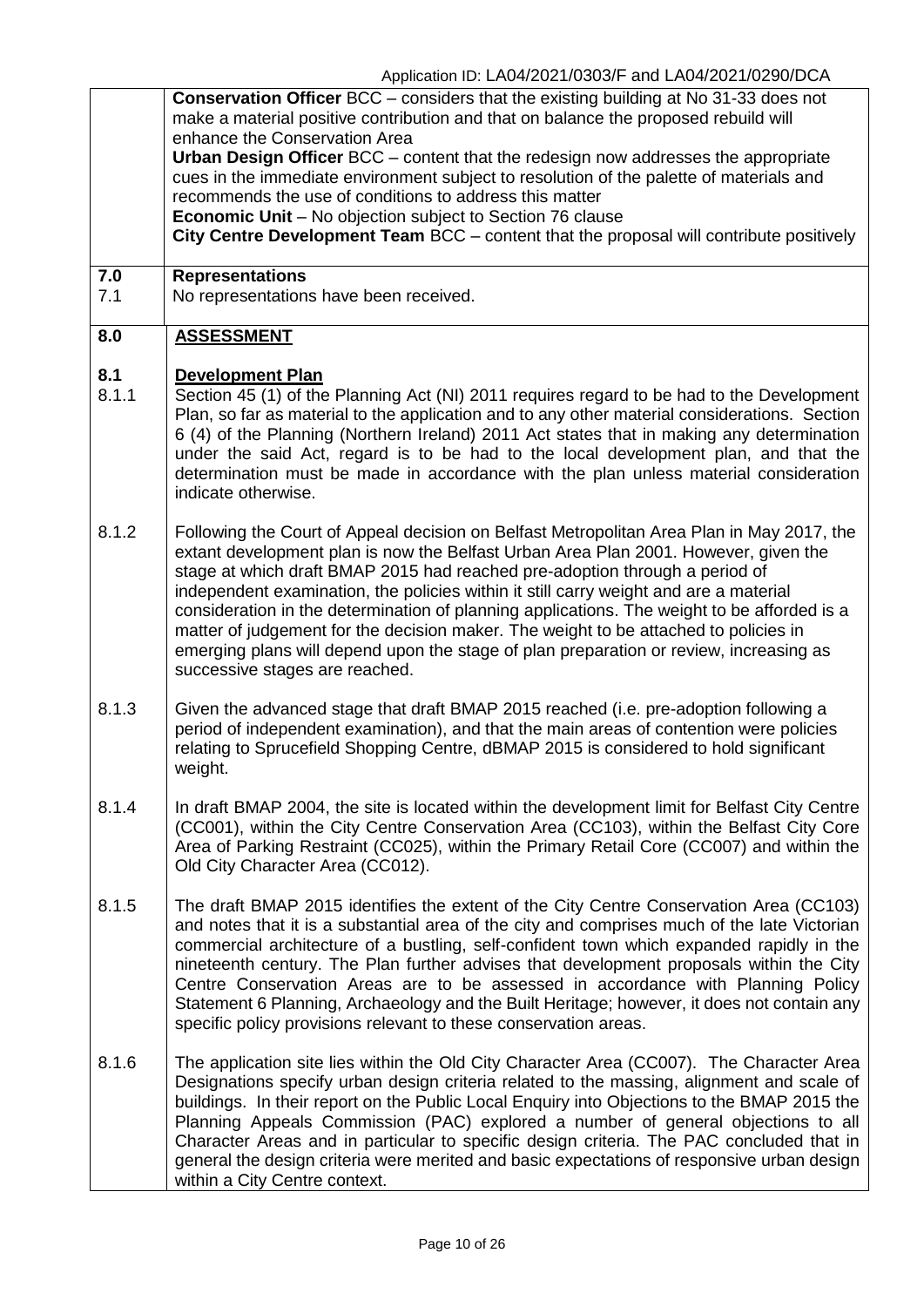| | |
|---|---|
| | **Conservation Officer** BCC – considers that the existing building at No 31-33 does not make a material positive contribution and that on balance the proposed rebuild will enhance the Conservation Area<br>**Urban Design Officer** BCC – content that the redesign now addresses the appropriate cues in the immediate environment subject to resolution of the palette of materials and recommends the use of conditions to address this matter<br>**Economic Unit** – No objection subject to Section 76 clause<br>**City Centre Development Team** BCC – content that the proposal will contribute positively |
| **7.0**<br>7.1 | **Representations**<br>No representations have been received. |
| **8.0** | **ASSESSMENT** |
| **8.1**<br>8.1.1 | **Development Plan**<br>Section 45 (1) of the Planning Act (NI) 2011 requires regard to be had to the Development Plan, so far as material to the application and to any other material considerations. Section 6 (4) of the Planning (Northern Ireland) 2011 Act states that in making any determination under the said Act, regard is to be had to the local development plan, and that the determination must be made in accordance with the plan unless material consideration indicate otherwise. |
| 8.1.2 | Following the Court of Appeal decision on Belfast Metropolitan Area Plan in May 2017, the extant development plan is now the Belfast Urban Area Plan 2001. However, given the stage at which draft BMAP 2015 had reached pre-adoption through a period of independent examination, the policies within it still carry weight and are a material consideration in the determination of planning applications. The weight to be afforded is a matter of judgement for the decision maker. The weight to be attached to policies in emerging plans will depend upon the stage of plan preparation or review, increasing as successive stages are reached. |
| 8.1.3 | Given the advanced stage that draft BMAP 2015 reached (i.e. pre-adoption following a period of independent examination), and that the main areas of contention were policies relating to Sprucefield Shopping Centre, dBMAP 2015 is considered to hold significant weight. |
| 8.1.4 | In draft BMAP 2004, the site is located within the development limit for Belfast City Centre (CC001), within the City Centre Conservation Area (CC103), within the Belfast City Core Area of Parking Restraint (CC025), within the Primary Retail Core (CC007) and within the Old City Character Area (CC012). |
| 8.1.5 | The draft BMAP 2015 identifies the extent of the City Centre Conservation Area (CC103) and notes that it is a substantial area of the city and comprises much of the late Victorian commercial architecture of a bustling, self-confident town which expanded rapidly in the nineteenth century. The Plan further advises that development proposals within the City Centre Conservation Areas are to be assessed in accordance with Planning Policy Statement 6 Planning, Archaeology and the Built Heritage; however, it does not contain any specific policy provisions relevant to these conservation areas. |
| 8.1.6 | The application site lies within the Old City Character Area (CC007). The Character Area Designations specify urban design criteria related to the massing, alignment and scale of buildings. In their report on the Public Local Enquiry into Objections to the BMAP 2015 the Planning Appeals Commission (PAC) explored a number of general objections to all Character Areas and in particular to specific design criteria. The PAC concluded that in general the design criteria were merited and basic expectations of responsive urban design within a City Centre context. |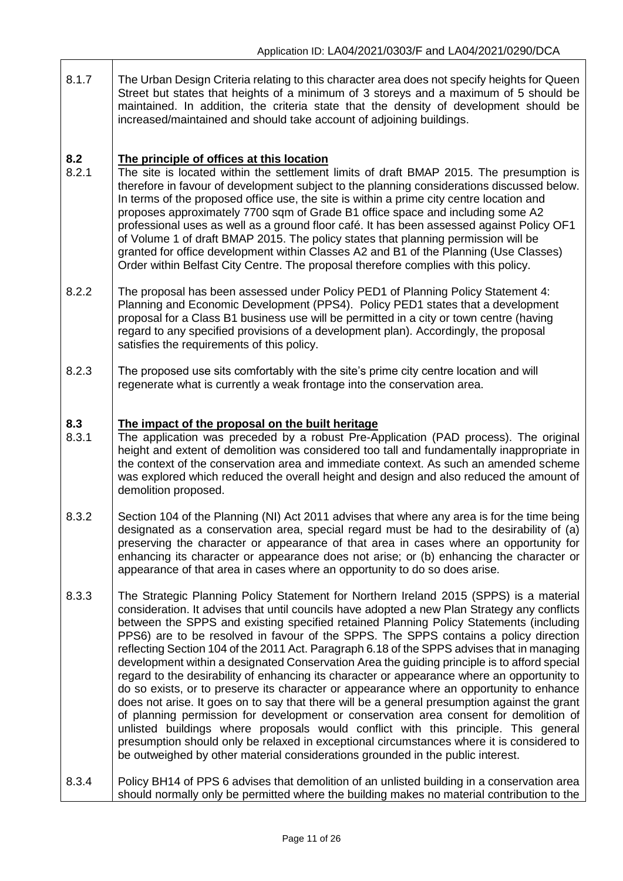8.1.7 The Urban Design Criteria relating to this character area does not specify heights for Queen Street but states that heights of a minimum of 3 storeys and a maximum of 5 should be maintained. In addition, the criteria state that the density of development should be increased/maintained and should take account of adjoining buildings.

## 8.2 The principle of offices at this location

8.2.1 The site is located within the settlement limits of draft BMAP 2015. The presumption is therefore in favour of development subject to the planning considerations discussed below. In terms of the proposed office use, the site is within a prime city centre location and proposes approximately 7700 sqm of Grade B1 office space and including some A2 professional uses as well as a ground floor café. It has been assessed against Policy OF1 of Volume 1 of draft BMAP 2015. The policy states that planning permission will be granted for office development within Classes A2 and B1 of the Planning (Use Classes) Order within Belfast City Centre. The proposal therefore complies with this policy.

8.2.2 The proposal has been assessed under Policy PED1 of Planning Policy Statement 4: Planning and Economic Development (PPS4). Policy PED1 states that a development proposal for a Class B1 business use will be permitted in a city or town centre (having regard to any specified provisions of a development plan). Accordingly, the proposal satisfies the requirements of this policy.

8.2.3 The proposed use sits comfortably with the site's prime city centre location and will regenerate what is currently a weak frontage into the conservation area.

## 8.3 The impact of the proposal on the built heritage

8.3.1 The application was preceded by a robust Pre-Application (PAD process). The original height and extent of demolition was considered too tall and fundamentally inappropriate in the context of the conservation area and immediate context. As such an amended scheme was explored which reduced the overall height and design and also reduced the amount of demolition proposed.

8.3.2 Section 104 of the Planning (NI) Act 2011 advises that where any area is for the time being designated as a conservation area, special regard must be had to the desirability of (a) preserving the character or appearance of that area in cases where an opportunity for enhancing its character or appearance does not arise; or (b) enhancing the character or appearance of that area in cases where an opportunity to do so does arise.

8.3.3 The Strategic Planning Policy Statement for Northern Ireland 2015 (SPPS) is a material consideration. It advises that until councils have adopted a new Plan Strategy any conflicts between the SPPS and existing specified retained Planning Policy Statements (including PPS6) are to be resolved in favour of the SPPS. The SPPS contains a policy direction reflecting Section 104 of the 2011 Act. Paragraph 6.18 of the SPPS advises that in managing development within a designated Conservation Area the guiding principle is to afford special regard to the desirability of enhancing its character or appearance where an opportunity to do so exists, or to preserve its character or appearance where an opportunity to enhance does not arise. It goes on to say that there will be a general presumption against the grant of planning permission for development or conservation area consent for demolition of unlisted buildings where proposals would conflict with this principle. This general presumption should only be relaxed in exceptional circumstances where it is considered to be outweighed by other material considerations grounded in the public interest.

8.3.4 Policy BH14 of PPS 6 advises that demolition of an unlisted building in a conservation area should normally only be permitted where the building makes no material contribution to the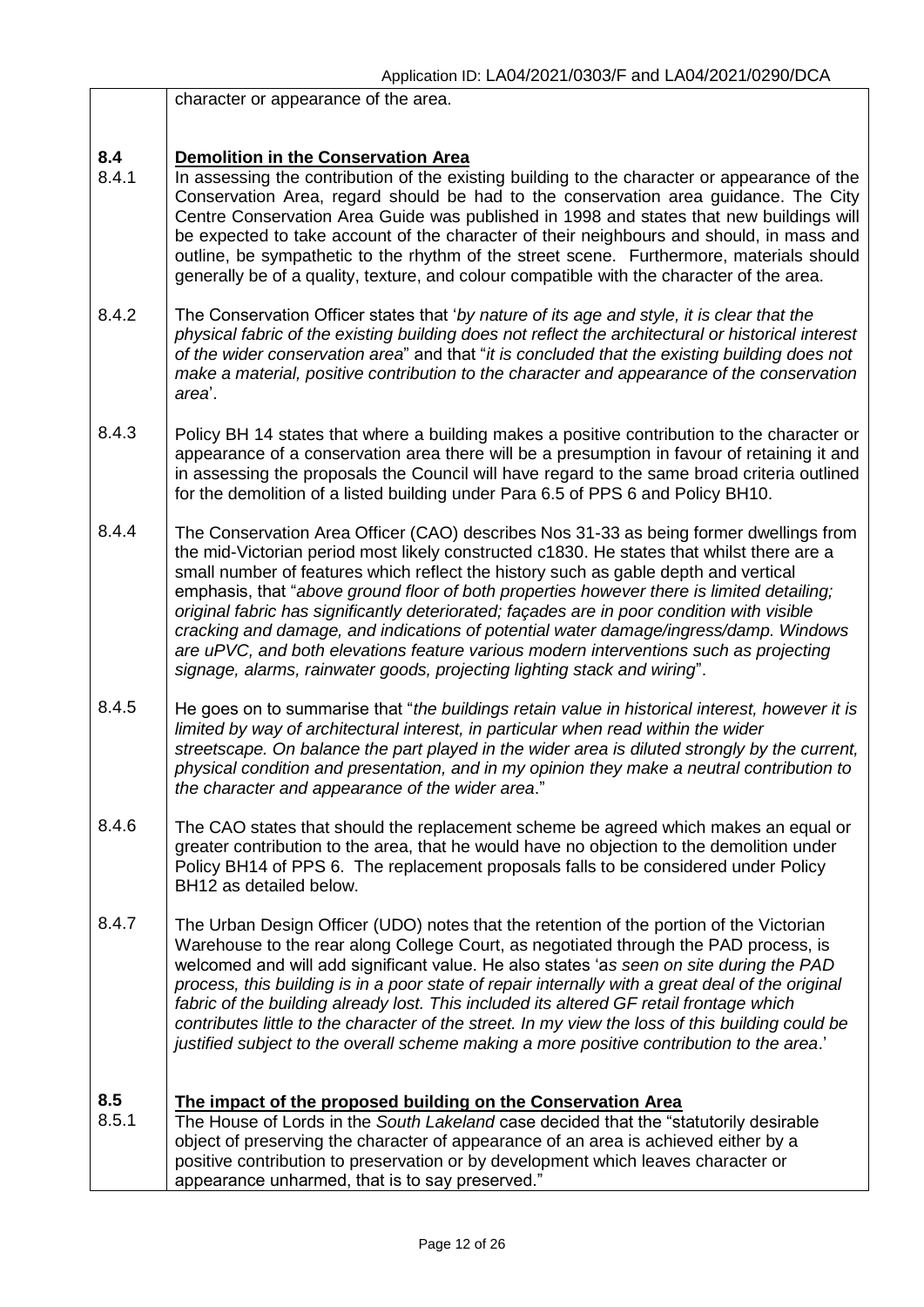character or appearance of the area.

**8.4 Demolition in the Conservation Area**

8.4.1 In assessing the contribution of the existing building to the character or appearance of the Conservation Area, regard should be had to the conservation area guidance. The City Centre Conservation Area Guide was published in 1998 and states that new buildings will be expected to take account of the character of their neighbours and should, in mass and outline, be sympathetic to the rhythm of the street scene. Furthermore, materials should generally be of a quality, texture, and colour compatible with the character of the area.

8.4.2 The Conservation Officer states that '*by nature of its age and style, it is clear that the physical fabric of the existing building does not reflect the architectural or historical interest of the wider conservation area*" and that "*it is concluded that the existing building does not make a material, positive contribution to the character and appearance of the conservation area*'.

8.4.3 Policy BH 14 states that where a building makes a positive contribution to the character or appearance of a conservation area there will be a presumption in favour of retaining it and in assessing the proposals the Council will have regard to the same broad criteria outlined for the demolition of a listed building under Para 6.5 of PPS 6 and Policy BH10.

8.4.4 The Conservation Area Officer (CAO) describes Nos 31-33 as being former dwellings from the mid-Victorian period most likely constructed c1830. He states that whilst there are a small number of features which reflect the history such as gable depth and vertical emphasis, that "*above ground floor of both properties however there is limited detailing; original fabric has significantly deteriorated; façades are in poor condition with visible cracking and damage, and indications of potential water damage/ingress/damp. Windows are uPVC, and both elevations feature various modern interventions such as projecting signage, alarms, rainwater goods, projecting lighting stack and wiring*".

8.4.5 He goes on to summarise that "*the buildings retain value in historical interest, however it is limited by way of architectural interest, in particular when read within the wider streetscape. On balance the part played in the wider area is diluted strongly by the current, physical condition and presentation, and in my opinion they make a neutral contribution to the character and appearance of the wider area*."

8.4.6 The CAO states that should the replacement scheme be agreed which makes an equal or greater contribution to the area, that he would have no objection to the demolition under Policy BH14 of PPS 6. The replacement proposals falls to be considered under Policy BH12 as detailed below.

8.4.7 The Urban Design Officer (UDO) notes that the retention of the portion of the Victorian Warehouse to the rear along College Court, as negotiated through the PAD process, is welcomed and will add significant value. He also states '*as seen on site during the PAD process, this building is in a poor state of repair internally with a great deal of the original fabric of the building already lost. This included its altered GF retail frontage which contributes little to the character of the street. In my view the loss of this building could be justified subject to the overall scheme making a more positive contribution to the area*.'

**8.5 The impact of the proposed building on the Conservation Area**

8.5.1 The House of Lords in the *South Lakeland* case decided that the "statutorily desirable object of preserving the character of appearance of an area is achieved either by a positive contribution to preservation or by development which leaves character or appearance unharmed, that is to say preserved."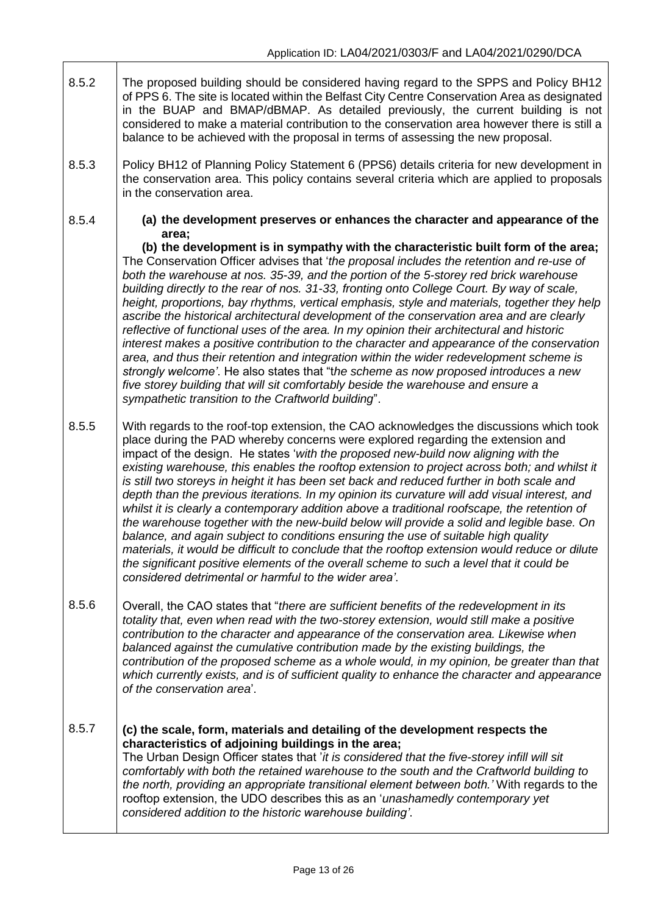8.5.2 The proposed building should be considered having regard to the SPPS and Policy BH12 of PPS 6. The site is located within the Belfast City Centre Conservation Area as designated in the BUAP and BMAP/dBMAP. As detailed previously, the current building is not considered to make a material contribution to the conservation area however there is still a balance to be achieved with the proposal in terms of assessing the new proposal.

8.5.3 Policy BH12 of Planning Policy Statement 6 (PPS6) details criteria for new development in the conservation area. This policy contains several criteria which are applied to proposals in the conservation area.

8.5.4

**(a) the development preserves or enhances the character and appearance of the area;**

**(b) the development is in sympathy with the characteristic built form of the area;**

The Conservation Officer advises that '*the proposal includes the retention and re-use of both the warehouse at nos. 35-39, and the portion of the 5-storey red brick warehouse building directly to the rear of nos. 31-33, fronting onto College Court. By way of scale, height, proportions, bay rhythms, vertical emphasis, style and materials, together they help ascribe the historical architectural development of the conservation area and are clearly reflective of functional uses of the area. In my opinion their architectural and historic interest makes a positive contribution to the character and appearance of the conservation area, and thus their retention and integration within the wider redevelopment scheme is strongly welcome'*. He also states that "*the scheme as now proposed introduces a new five storey building that will sit comfortably beside the warehouse and ensure a sympathetic transition to the Craftworld building*".

8.5.5 With regards to the roof-top extension, the CAO acknowledges the discussions which took place during the PAD whereby concerns were explored regarding the extension and impact of the design. He states '*with the proposed new-build now aligning with the existing warehouse, this enables the rooftop extension to project across both; and whilst it is still two storeys in height it has been set back and reduced further in both scale and depth than the previous iterations. In my opinion its curvature will add visual interest, and whilst it is clearly a contemporary addition above a traditional roofscape, the retention of the warehouse together with the new-build below will provide a solid and legible base. On balance, and again subject to conditions ensuring the use of suitable high quality materials, it would be difficult to conclude that the rooftop extension would reduce or dilute the significant positive elements of the overall scheme to such a level that it could be considered detrimental or harmful to the wider area'*.

8.5.6 Overall, the CAO states that "*there are sufficient benefits of the redevelopment in its totality that, even when read with the two-storey extension, would still make a positive contribution to the character and appearance of the conservation area. Likewise when balanced against the cumulative contribution made by the existing buildings, the contribution of the proposed scheme as a whole would, in my opinion, be greater than that which currently exists, and is of sufficient quality to enhance the character and appearance of the conservation area*'.

8.5.7

**(c) the scale, form, materials and detailing of the development respects the characteristics of adjoining buildings in the area;**

The Urban Design Officer states that '*it is considered that the five-storey infill will sit comfortably with both the retained warehouse to the south and the Craftworld building to the north, providing an appropriate transitional element between both.'* With regards to the rooftop extension, the UDO describes this as an '*unashamedly contemporary yet considered addition to the historic warehouse building'*.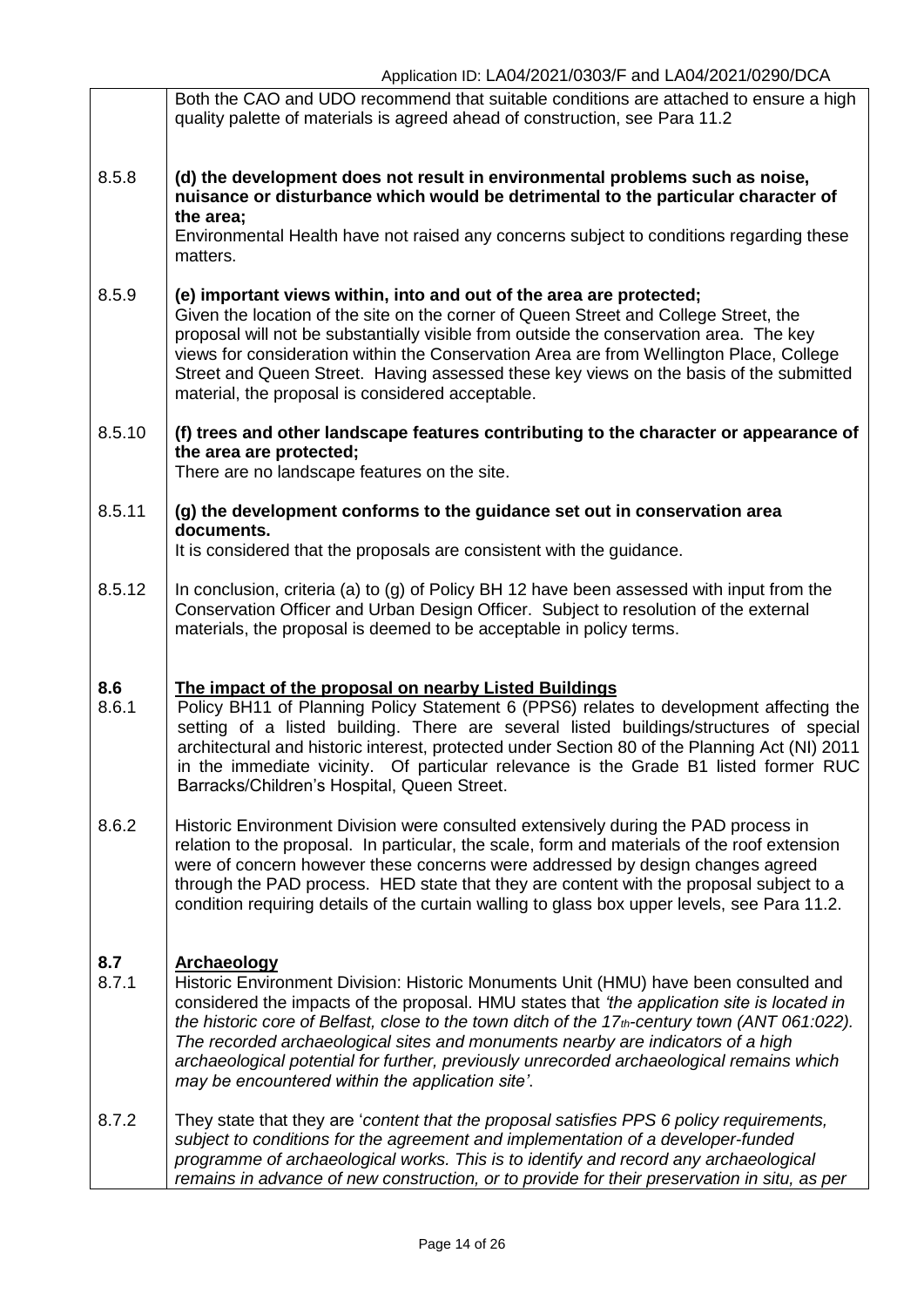Both the CAO and UDO recommend that suitable conditions are attached to ensure a high quality palette of materials is agreed ahead of construction, see Para 11.2

8.5.8 **(d) the development does not result in environmental problems such as noise, nuisance or disturbance which would be detrimental to the particular character of the area;**
Environmental Health have not raised any concerns subject to conditions regarding these matters.

8.5.9 **(e) important views within, into and out of the area are protected;**
Given the location of the site on the corner of Queen Street and College Street, the proposal will not be substantially visible from outside the conservation area. The key views for consideration within the Conservation Area are from Wellington Place, College Street and Queen Street. Having assessed these key views on the basis of the submitted material, the proposal is considered acceptable.

8.5.10 **(f) trees and other landscape features contributing to the character or appearance of the area are protected;**
There are no landscape features on the site.

8.5.11 **(g) the development conforms to the guidance set out in conservation area documents.**
It is considered that the proposals are consistent with the guidance.

8.5.12 In conclusion, criteria (a) to (g) of Policy BH 12 have been assessed with input from the Conservation Officer and Urban Design Officer. Subject to resolution of the external materials, the proposal is deemed to be acceptable in policy terms.

## 8.6 The impact of the proposal on nearby Listed Buildings

8.6.1 Policy BH11 of Planning Policy Statement 6 (PPS6) relates to development affecting the setting of a listed building. There are several listed buildings/structures of special architectural and historic interest, protected under Section 80 of the Planning Act (NI) 2011 in the immediate vicinity. Of particular relevance is the Grade B1 listed former RUC Barracks/Children's Hospital, Queen Street.

8.6.2 Historic Environment Division were consulted extensively during the PAD process in relation to the proposal. In particular, the scale, form and materials of the roof extension were of concern however these concerns were addressed by design changes agreed through the PAD process. HED state that they are content with the proposal subject to a condition requiring details of the curtain walling to glass box upper levels, see Para 11.2.

## 8.7 Archaeology

8.7.1 Historic Environment Division: Historic Monuments Unit (HMU) have been consulted and considered the impacts of the proposal. HMU states that *'the application site is located in the historic core of Belfast, close to the town ditch of the 17th-century town (ANT 061:022). The recorded archaeological sites and monuments nearby are indicators of a high archaeological potential for further, previously unrecorded archaeological remains which may be encountered within the application site'*.

8.7.2 They state that they are '*content that the proposal satisfies PPS 6 policy requirements, subject to conditions for the agreement and implementation of a developer-funded programme of archaeological works. This is to identify and record any archaeological remains in advance of new construction, or to provide for their preservation in situ, as per*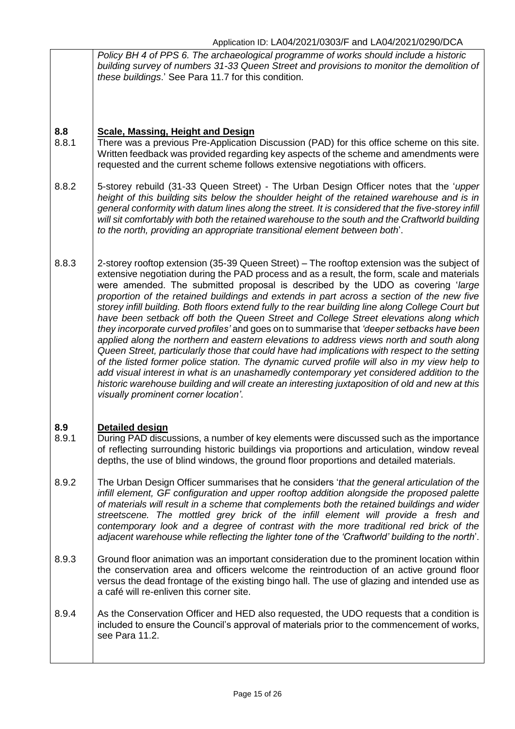*Policy BH 4 of PPS 6. The archaeological programme of works should include a historic building survey of numbers 31-33 Queen Street and provisions to monitor the demolition of these buildings*.' See Para 11.7 for this condition.

**8.8** **Scale, Massing, Height and Design**

8.8.1 There was a previous Pre-Application Discussion (PAD) for this office scheme on this site. Written feedback was provided regarding key aspects of the scheme and amendments were requested and the current scheme follows extensive negotiations with officers.

8.8.2 5-storey rebuild (31-33 Queen Street) - The Urban Design Officer notes that the '*upper height of this building sits below the shoulder height of the retained warehouse and is in general conformity with datum lines along the street. It is considered that the five-storey infill will sit comfortably with both the retained warehouse to the south and the Craftworld building to the north, providing an appropriate transitional element between both*'.

8.8.3 2-storey rooftop extension (35-39 Queen Street) – The rooftop extension was the subject of extensive negotiation during the PAD process and as a result, the form, scale and materials were amended. The submitted proposal is described by the UDO as covering '*large proportion of the retained buildings and extends in part across a section of the new five storey infill building. Both floors extend fully to the rear building line along College Court but have been setback off both the Queen Street and College Street elevations along which they incorporate curved profiles'* and goes on to summarise that *'deeper setbacks have been applied along the northern and eastern elevations to address views north and south along Queen Street, particularly those that could have had implications with respect to the setting of the listed former police station. The dynamic curved profile will also in my view help to add visual interest in what is an unashamedly contemporary yet considered addition to the historic warehouse building and will create an interesting juxtaposition of old and new at this visually prominent corner location'*.

**8.9** **Detailed design**

8.9.1 During PAD discussions, a number of key elements were discussed such as the importance of reflecting surrounding historic buildings via proportions and articulation, window reveal depths, the use of blind windows, the ground floor proportions and detailed materials.

8.9.2 The Urban Design Officer summarises that he considers '*that the general articulation of the infill element, GF configuration and upper rooftop addition alongside the proposed palette of materials will result in a scheme that complements both the retained buildings and wider streetscene. The mottled grey brick of the infill element will provide a fresh and contemporary look and a degree of contrast with the more traditional red brick of the adjacent warehouse while reflecting the lighter tone of the 'Craftworld' building to the north*'.

8.9.3 Ground floor animation was an important consideration due to the prominent location within the conservation area and officers welcome the reintroduction of an active ground floor versus the dead frontage of the existing bingo hall. The use of glazing and intended use as a café will re-enliven this corner site.

8.9.4 As the Conservation Officer and HED also requested, the UDO requests that a condition is included to ensure the Council's approval of materials prior to the commencement of works, see Para 11.2.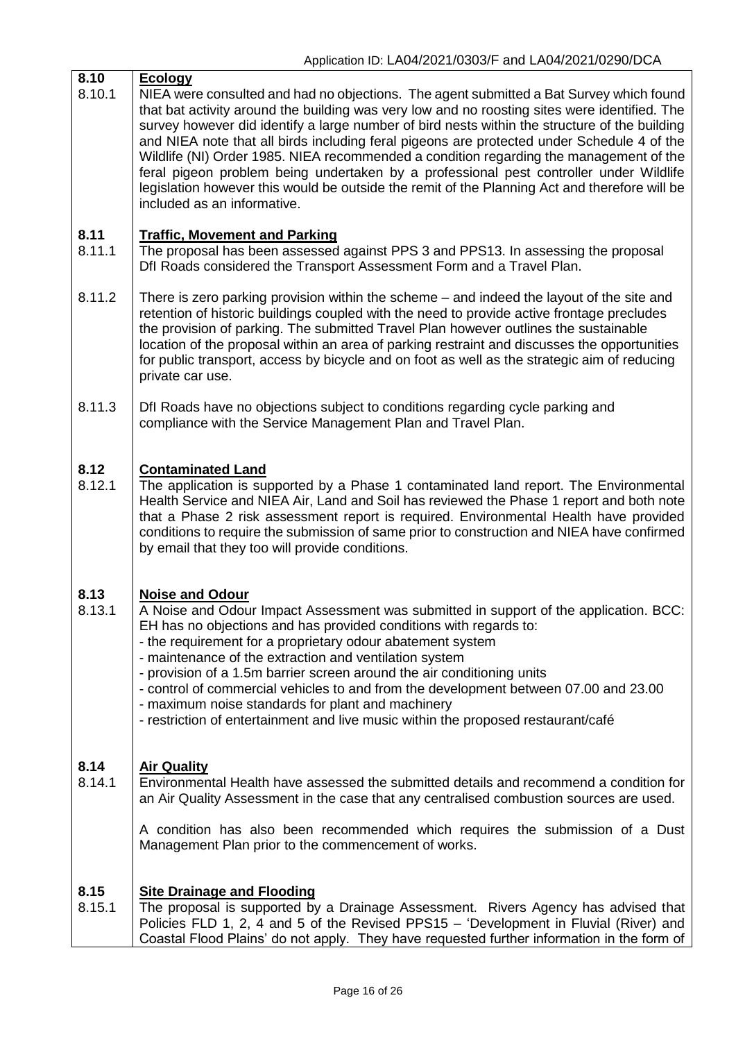**8.10 Ecology**

8.10.1 NIEA were consulted and had no objections. The agent submitted a Bat Survey which found that bat activity around the building was very low and no roosting sites were identified. The survey however did identify a large number of bird nests within the structure of the building and NIEA note that all birds including feral pigeons are protected under Schedule 4 of the Wildlife (NI) Order 1985. NIEA recommended a condition regarding the management of the feral pigeon problem being undertaken by a professional pest controller under Wildlife legislation however this would be outside the remit of the Planning Act and therefore will be included as an informative.

**8.11 Traffic, Movement and Parking**

8.11.1 The proposal has been assessed against PPS 3 and PPS13. In assessing the proposal DfI Roads considered the Transport Assessment Form and a Travel Plan.

8.11.2 There is zero parking provision within the scheme – and indeed the layout of the site and retention of historic buildings coupled with the need to provide active frontage precludes the provision of parking. The submitted Travel Plan however outlines the sustainable location of the proposal within an area of parking restraint and discusses the opportunities for public transport, access by bicycle and on foot as well as the strategic aim of reducing private car use.

8.11.3 DfI Roads have no objections subject to conditions regarding cycle parking and compliance with the Service Management Plan and Travel Plan.

**8.12 Contaminated Land**

8.12.1 The application is supported by a Phase 1 contaminated land report. The Environmental Health Service and NIEA Air, Land and Soil has reviewed the Phase 1 report and both note that a Phase 2 risk assessment report is required. Environmental Health have provided conditions to require the submission of same prior to construction and NIEA have confirmed by email that they too will provide conditions.

**8.13 Noise and Odour**

8.13.1 A Noise and Odour Impact Assessment was submitted in support of the application. BCC: EH has no objections and has provided conditions with regards to:

- the requirement for a proprietary odour abatement system
- maintenance of the extraction and ventilation system
- provision of a 1.5m barrier screen around the air conditioning units
- control of commercial vehicles to and from the development between 07.00 and 23.00
- maximum noise standards for plant and machinery
- restriction of entertainment and live music within the proposed restaurant/café

**8.14 Air Quality**

8.14.1 Environmental Health have assessed the submitted details and recommend a condition for an Air Quality Assessment in the case that any centralised combustion sources are used.

A condition has also been recommended which requires the submission of a Dust Management Plan prior to the commencement of works.

**8.15 Site Drainage and Flooding**

8.15.1 The proposal is supported by a Drainage Assessment. Rivers Agency has advised that Policies FLD 1, 2, 4 and 5 of the Revised PPS15 – 'Development in Fluvial (River) and Coastal Flood Plains' do not apply. They have requested further information in the form of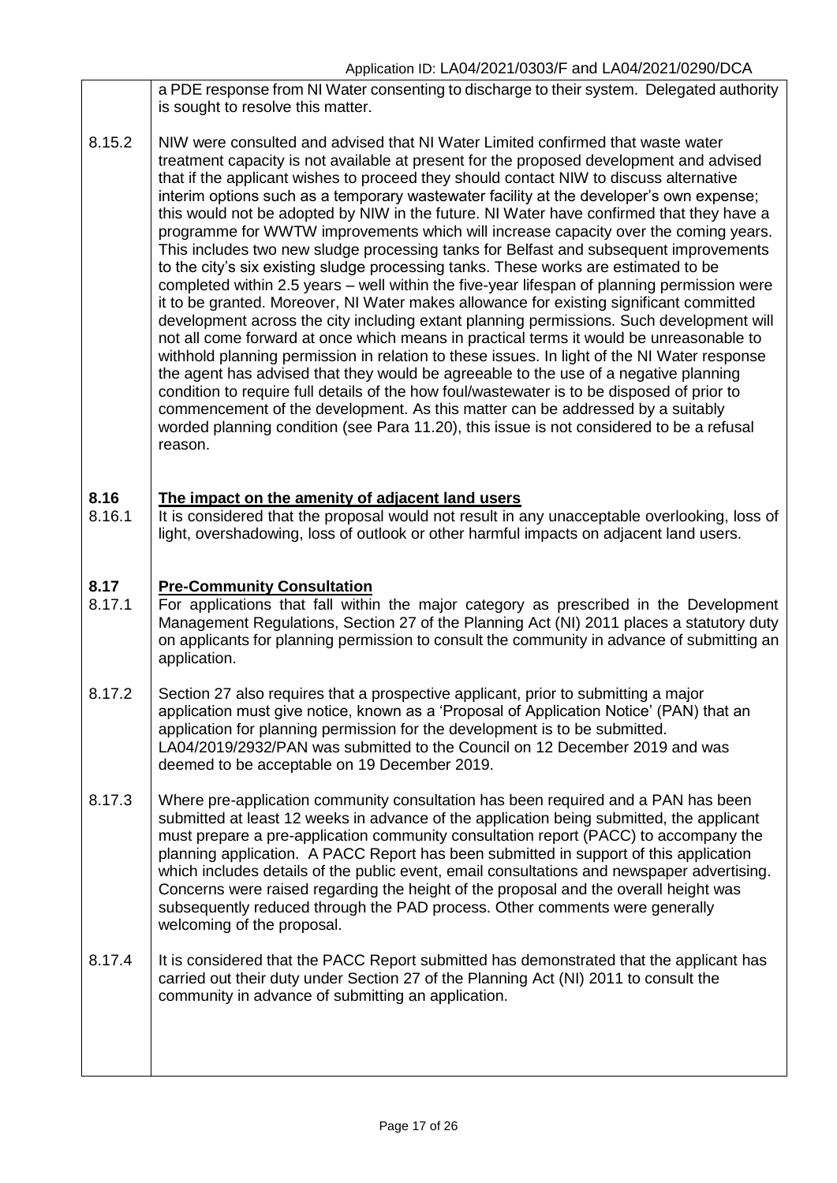a PDE response from NI Water consenting to discharge to their system. Delegated authority is sought to resolve this matter.

8.15.2 NIW were consulted and advised that NI Water Limited confirmed that waste water treatment capacity is not available at present for the proposed development and advised that if the applicant wishes to proceed they should contact NIW to discuss alternative interim options such as a temporary wastewater facility at the developer's own expense; this would not be adopted by NIW in the future. NI Water have confirmed that they have a programme for WWTW improvements which will increase capacity over the coming years. This includes two new sludge processing tanks for Belfast and subsequent improvements to the city's six existing sludge processing tanks. These works are estimated to be completed within 2.5 years – well within the five-year lifespan of planning permission were it to be granted. Moreover, NI Water makes allowance for existing significant committed development across the city including extant planning permissions. Such development will not all come forward at once which means in practical terms it would be unreasonable to withhold planning permission in relation to these issues. In light of the NI Water response the agent has advised that they would be agreeable to the use of a negative planning condition to require full details of the how foul/wastewater is to be disposed of prior to commencement of the development. As this matter can be addressed by a suitably worded planning condition (see Para 11.20), this issue is not considered to be a refusal reason.

**8.16** <u>**The impact on the amenity of adjacent land users**</u>

8.16.1 It is considered that the proposal would not result in any unacceptable overlooking, loss of light, overshadowing, loss of outlook or other harmful impacts on adjacent land users.

**8.17** <u>**Pre-Community Consultation**</u>

8.17.1 For applications that fall within the major category as prescribed in the Development Management Regulations, Section 27 of the Planning Act (NI) 2011 places a statutory duty on applicants for planning permission to consult the community in advance of submitting an application.

8.17.2 Section 27 also requires that a prospective applicant, prior to submitting a major application must give notice, known as a 'Proposal of Application Notice' (PAN) that an application for planning permission for the development is to be submitted. LA04/2019/2932/PAN was submitted to the Council on 12 December 2019 and was deemed to be acceptable on 19 December 2019.

8.17.3 Where pre-application community consultation has been required and a PAN has been submitted at least 12 weeks in advance of the application being submitted, the applicant must prepare a pre-application community consultation report (PACC) to accompany the planning application. A PACC Report has been submitted in support of this application which includes details of the public event, email consultations and newspaper advertising. Concerns were raised regarding the height of the proposal and the overall height was subsequently reduced through the PAD process. Other comments were generally welcoming of the proposal.

8.17.4 It is considered that the PACC Report submitted has demonstrated that the applicant has carried out their duty under Section 27 of the Planning Act (NI) 2011 to consult the community in advance of submitting an application.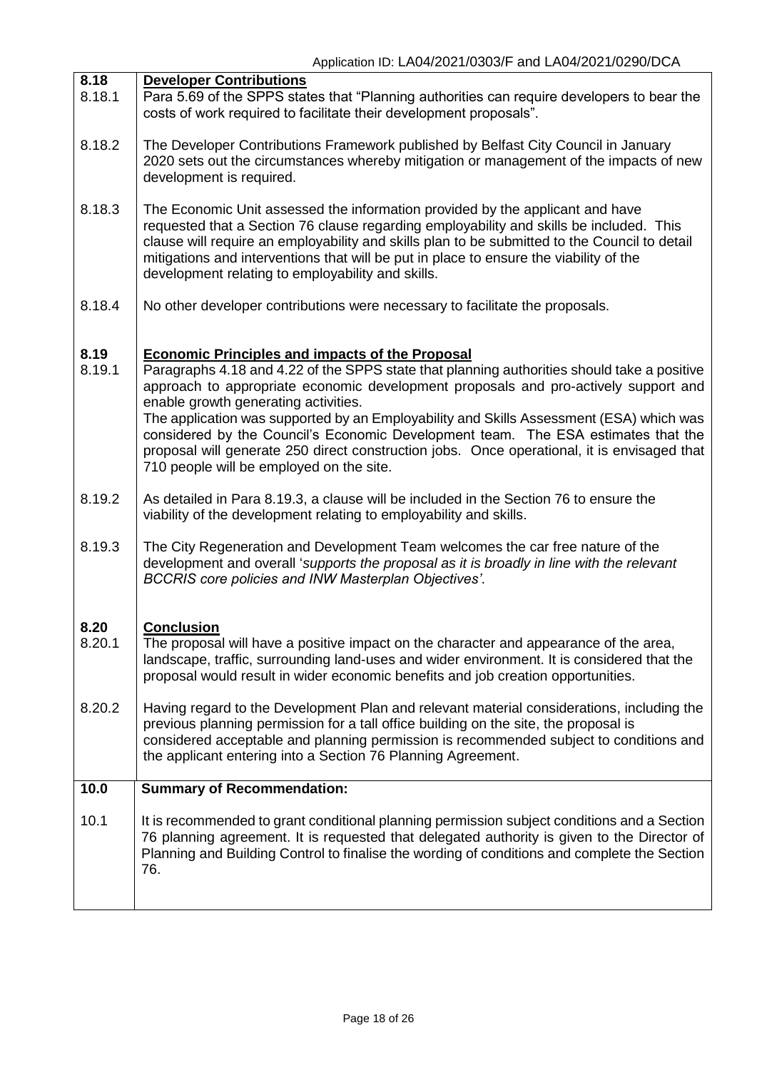| | |
|---|---|
| **8.18** | **Developer Contributions** |
| 8.18.1 | Para 5.69 of the SPPS states that "Planning authorities can require developers to bear the costs of work required to facilitate their development proposals". |
| 8.18.2 | The Developer Contributions Framework published by Belfast City Council in January 2020 sets out the circumstances whereby mitigation or management of the impacts of new development is required. |
| 8.18.3 | The Economic Unit assessed the information provided by the applicant and have requested that a Section 76 clause regarding employability and skills be included. This clause will require an employability and skills plan to be submitted to the Council to detail mitigations and interventions that will be put in place to ensure the viability of the development relating to employability and skills. |
| 8.18.4 | No other developer contributions were necessary to facilitate the proposals. |
| **8.19** | **Economic Principles and impacts of the Proposal** |
| 8.19.1 | Paragraphs 4.18 and 4.22 of the SPPS state that planning authorities should take a positive approach to appropriate economic development proposals and pro-actively support and enable growth generating activities.<br>The application was supported by an Employability and Skills Assessment (ESA) which was considered by the Council's Economic Development team. The ESA estimates that the proposal will generate 250 direct construction jobs. Once operational, it is envisaged that 710 people will be employed on the site. |
| 8.19.2 | As detailed in Para 8.19.3, a clause will be included in the Section 76 to ensure the viability of the development relating to employability and skills. |
| 8.19.3 | The City Regeneration and Development Team welcomes the car free nature of the development and overall '*supports the proposal as it is broadly in line with the relevant BCCRIS core policies and INW Masterplan Objectives'*. |
| **8.20** | **Conclusion** |
| 8.20.1 | The proposal will have a positive impact on the character and appearance of the area, landscape, traffic, surrounding land-uses and wider environment. It is considered that the proposal would result in wider economic benefits and job creation opportunities. |
| 8.20.2 | Having regard to the Development Plan and relevant material considerations, including the previous planning permission for a tall office building on the site, the proposal is considered acceptable and planning permission is recommended subject to conditions and the applicant entering into a Section 76 Planning Agreement. |
| **10.0** | **Summary of Recommendation:** |
| 10.1 | It is recommended to grant conditional planning permission subject conditions and a Section 76 planning agreement. It is requested that delegated authority is given to the Director of Planning and Building Control to finalise the wording of conditions and complete the Section 76. |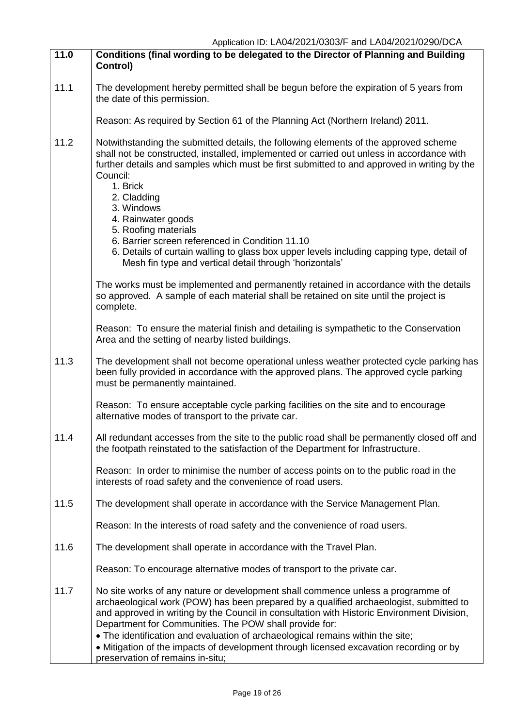| 11.0 | **Conditions (final wording to be delegated to the Director of Planning and Building Control)** |
|---|---|
| 11.1 | The development hereby permitted shall be begun before the expiration of 5 years from the date of this permission.<br><br>Reason: As required by Section 61 of the Planning Act (Northern Ireland) 2011. |
| 11.2 | Notwithstanding the submitted details, the following elements of the approved scheme shall not be constructed, installed, implemented or carried out unless in accordance with further details and samples which must be first submitted to and approved in writing by the Council:<br>1. Brick<br>2. Cladding<br>3. Windows<br>4. Rainwater goods<br>5. Roofing materials<br>6. Barrier screen referenced in Condition 11.10<br>6. Details of curtain walling to glass box upper levels including capping type, detail of Mesh fin type and vertical detail through 'horizontals'<br><br>The works must be implemented and permanently retained in accordance with the details so approved. A sample of each material shall be retained on site until the project is complete.<br><br>Reason: To ensure the material finish and detailing is sympathetic to the Conservation Area and the setting of nearby listed buildings. |
| 11.3 | The development shall not become operational unless weather protected cycle parking has been fully provided in accordance with the approved plans. The approved cycle parking must be permanently maintained.<br><br>Reason: To ensure acceptable cycle parking facilities on the site and to encourage alternative modes of transport to the private car. |
| 11.4 | All redundant accesses from the site to the public road shall be permanently closed off and the footpath reinstated to the satisfaction of the Department for Infrastructure.<br><br>Reason: In order to minimise the number of access points on to the public road in the interests of road safety and the convenience of road users. |
| 11.5 | The development shall operate in accordance with the Service Management Plan.<br><br>Reason: In the interests of road safety and the convenience of road users. |
| 11.6 | The development shall operate in accordance with the Travel Plan.<br><br>Reason: To encourage alternative modes of transport to the private car. |
| 11.7 | No site works of any nature or development shall commence unless a programme of archaeological work (POW) has been prepared by a qualified archaeologist, submitted to and approved in writing by the Council in consultation with Historic Environment Division, Department for Communities. The POW shall provide for:<br>• The identification and evaluation of archaeological remains within the site;<br>• Mitigation of the impacts of development through licensed excavation recording or by preservation of remains in-situ; |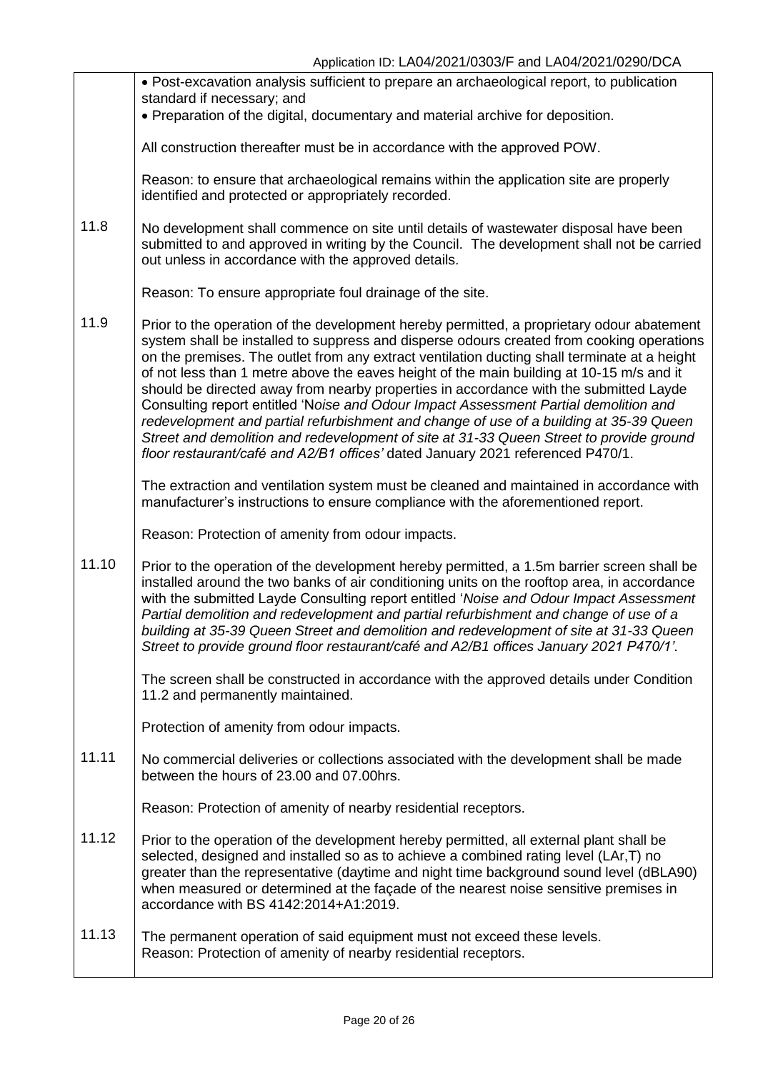| | |
|---|---|
| | • Post-excavation analysis sufficient to prepare an archaeological report, to publication standard if necessary; and<br>• Preparation of the digital, documentary and material archive for deposition.<br><br>All construction thereafter must be in accordance with the approved POW.<br><br>Reason: to ensure that archaeological remains within the application site are properly identified and protected or appropriately recorded. |
| 11.8 | No development shall commence on site until details of wastewater disposal have been submitted to and approved in writing by the Council. The development shall not be carried out unless in accordance with the approved details.<br><br>Reason: To ensure appropriate foul drainage of the site. |
| 11.9 | Prior to the operation of the development hereby permitted, a proprietary odour abatement system shall be installed to suppress and disperse odours created from cooking operations on the premises. The outlet from any extract ventilation ducting shall terminate at a height of not less than 1 metre above the eaves height of the main building at 10-15 m/s and it should be directed away from nearby properties in accordance with the submitted Layde Consulting report entitled 'N*oise and Odour Impact Assessment Partial demolition and redevelopment and partial refurbishment and change of use of a building at 35-39 Queen Street and demolition and redevelopment of site at 31-33 Queen Street to provide ground floor restaurant/café and A2/B1 offices'* dated January 2021 referenced P470/1.<br><br>The extraction and ventilation system must be cleaned and maintained in accordance with manufacturer's instructions to ensure compliance with the aforementioned report.<br><br>Reason: Protection of amenity from odour impacts. |
| 11.10 | Prior to the operation of the development hereby permitted, a 1.5m barrier screen shall be installed around the two banks of air conditioning units on the rooftop area, in accordance with the submitted Layde Consulting report entitled '*Noise and Odour Impact Assessment Partial demolition and redevelopment and partial refurbishment and change of use of a building at 35-39 Queen Street and demolition and redevelopment of site at 31-33 Queen Street to provide ground floor restaurant/café and A2/B1 offices January 2021 P470/1'*.<br><br>The screen shall be constructed in accordance with the approved details under Condition 11.2 and permanently maintained.<br><br>Protection of amenity from odour impacts. |
| 11.11 | No commercial deliveries or collections associated with the development shall be made between the hours of 23.00 and 07.00hrs.<br><br>Reason: Protection of amenity of nearby residential receptors. |
| 11.12 | Prior to the operation of the development hereby permitted, all external plant shall be selected, designed and installed so as to achieve a combined rating level (LAr,T) no greater than the representative (daytime and night time background sound level (dBLA90) when measured or determined at the façade of the nearest noise sensitive premises in accordance with BS 4142:2014+A1:2019. |
| 11.13 | The permanent operation of said equipment must not exceed these levels.<br>Reason: Protection of amenity of nearby residential receptors. |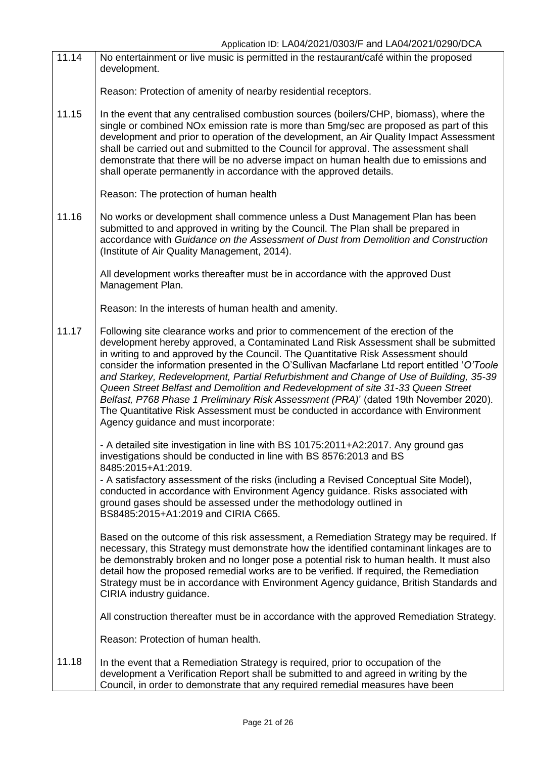| | |
|---|---|
| 11.14 | No entertainment or live music is permitted in the restaurant/café within the proposed development.<br><br>Reason: Protection of amenity of nearby residential receptors. |
| 11.15 | In the event that any centralised combustion sources (boilers/CHP, biomass), where the single or combined NOx emission rate is more than 5mg/sec are proposed as part of this development and prior to operation of the development, an Air Quality Impact Assessment shall be carried out and submitted to the Council for approval. The assessment shall demonstrate that there will be no adverse impact on human health due to emissions and shall operate permanently in accordance with the approved details.<br><br>Reason: The protection of human health |
| 11.16 | No works or development shall commence unless a Dust Management Plan has been submitted to and approved in writing by the Council. The Plan shall be prepared in accordance with *Guidance on the Assessment of Dust from Demolition and Construction* (Institute of Air Quality Management, 2014).<br><br>All development works thereafter must be in accordance with the approved Dust Management Plan.<br><br>Reason: In the interests of human health and amenity. |
| 11.17 | Following site clearance works and prior to commencement of the erection of the development hereby approved, a Contaminated Land Risk Assessment shall be submitted in writing to and approved by the Council. The Quantitative Risk Assessment should consider the information presented in the O'Sullivan Macfarlane Ltd report entitled '*O'Toole and Starkey, Redevelopment, Partial Refurbishment and Change of Use of Building, 35-39 Queen Street Belfast and Demolition and Redevelopment of site 31-33 Queen Street Belfast, P768 Phase 1 Preliminary Risk Assessment (PRA)*' (dated 19th November 2020). The Quantitative Risk Assessment must be conducted in accordance with Environment Agency guidance and must incorporate:<br><br>- A detailed site investigation in line with BS 10175:2011+A2:2017. Any ground gas investigations should be conducted in line with BS 8576:2013 and BS 8485:2015+A1:2019.<br>- A satisfactory assessment of the risks (including a Revised Conceptual Site Model), conducted in accordance with Environment Agency guidance. Risks associated with ground gases should be assessed under the methodology outlined in BS8485:2015+A1:2019 and CIRIA C665.<br><br>Based on the outcome of this risk assessment, a Remediation Strategy may be required. If necessary, this Strategy must demonstrate how the identified contaminant linkages are to be demonstrably broken and no longer pose a potential risk to human health. It must also detail how the proposed remedial works are to be verified. If required, the Remediation Strategy must be in accordance with Environment Agency guidance, British Standards and CIRIA industry guidance.<br><br>All construction thereafter must be in accordance with the approved Remediation Strategy.<br><br>Reason: Protection of human health. |
| 11.18 | In the event that a Remediation Strategy is required, prior to occupation of the development a Verification Report shall be submitted to and agreed in writing by the Council, in order to demonstrate that any required remedial measures have been |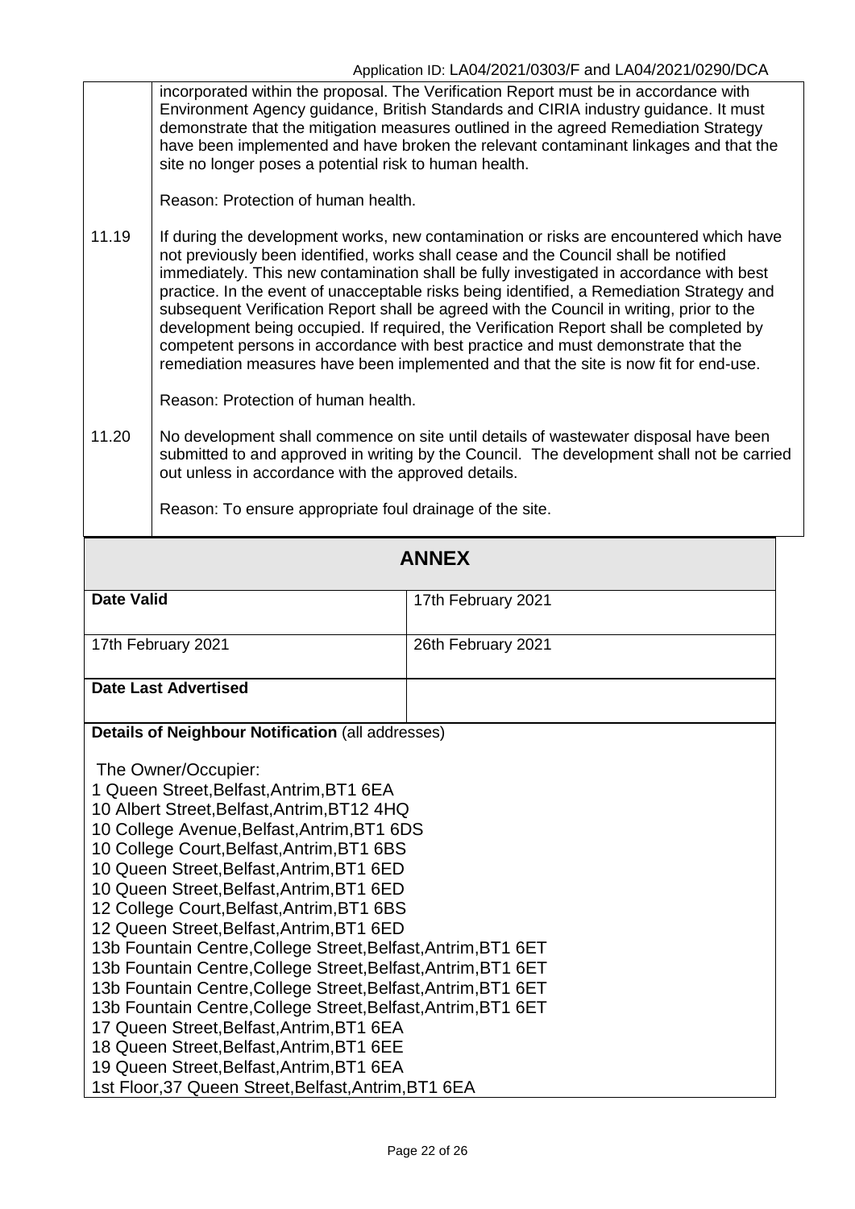| | |
|---|---|
| | incorporated within the proposal. The Verification Report must be in accordance with Environment Agency guidance, British Standards and CIRIA industry guidance. It must demonstrate that the mitigation measures outlined in the agreed Remediation Strategy have been implemented and have broken the relevant contaminant linkages and that the site no longer poses a potential risk to human health.<br><br>Reason: Protection of human health. |
| 11.19 | If during the development works, new contamination or risks are encountered which have not previously been identified, works shall cease and the Council shall be notified immediately. This new contamination shall be fully investigated in accordance with best practice. In the event of unacceptable risks being identified, a Remediation Strategy and subsequent Verification Report shall be agreed with the Council in writing, prior to the development being occupied. If required, the Verification Report shall be completed by competent persons in accordance with best practice and must demonstrate that the remediation measures have been implemented and that the site is now fit for end-use.<br><br>Reason: Protection of human health. |
| 11.20 | No development shall commence on site until details of wastewater disposal have been submitted to and approved in writing by the Council. The development shall not be carried out unless in accordance with the approved details.<br><br>Reason: To ensure appropriate foul drainage of the site. |

## ANNEX

| | |
|---|---|
| **Date Valid** | 17th February 2021 |
| 17th February 2021 | 26th February 2021 |
| **Date Last Advertised** | |

**Details of Neighbour Notification** (all addresses)

The Owner/Occupier:
1 Queen Street,Belfast,Antrim,BT1 6EA
10 Albert Street,Belfast,Antrim,BT12 4HQ
10 College Avenue,Belfast,Antrim,BT1 6DS
10 College Court,Belfast,Antrim,BT1 6BS
10 Queen Street,Belfast,Antrim,BT1 6ED
10 Queen Street,Belfast,Antrim,BT1 6ED
12 College Court,Belfast,Antrim,BT1 6BS
12 Queen Street,Belfast,Antrim,BT1 6ED
13b Fountain Centre,College Street,Belfast,Antrim,BT1 6ET
13b Fountain Centre,College Street,Belfast,Antrim,BT1 6ET
13b Fountain Centre,College Street,Belfast,Antrim,BT1 6ET
13b Fountain Centre,College Street,Belfast,Antrim,BT1 6ET
17 Queen Street,Belfast,Antrim,BT1 6EA
18 Queen Street,Belfast,Antrim,BT1 6EE
19 Queen Street,Belfast,Antrim,BT1 6EA
1st Floor,37 Queen Street,Belfast,Antrim,BT1 6EA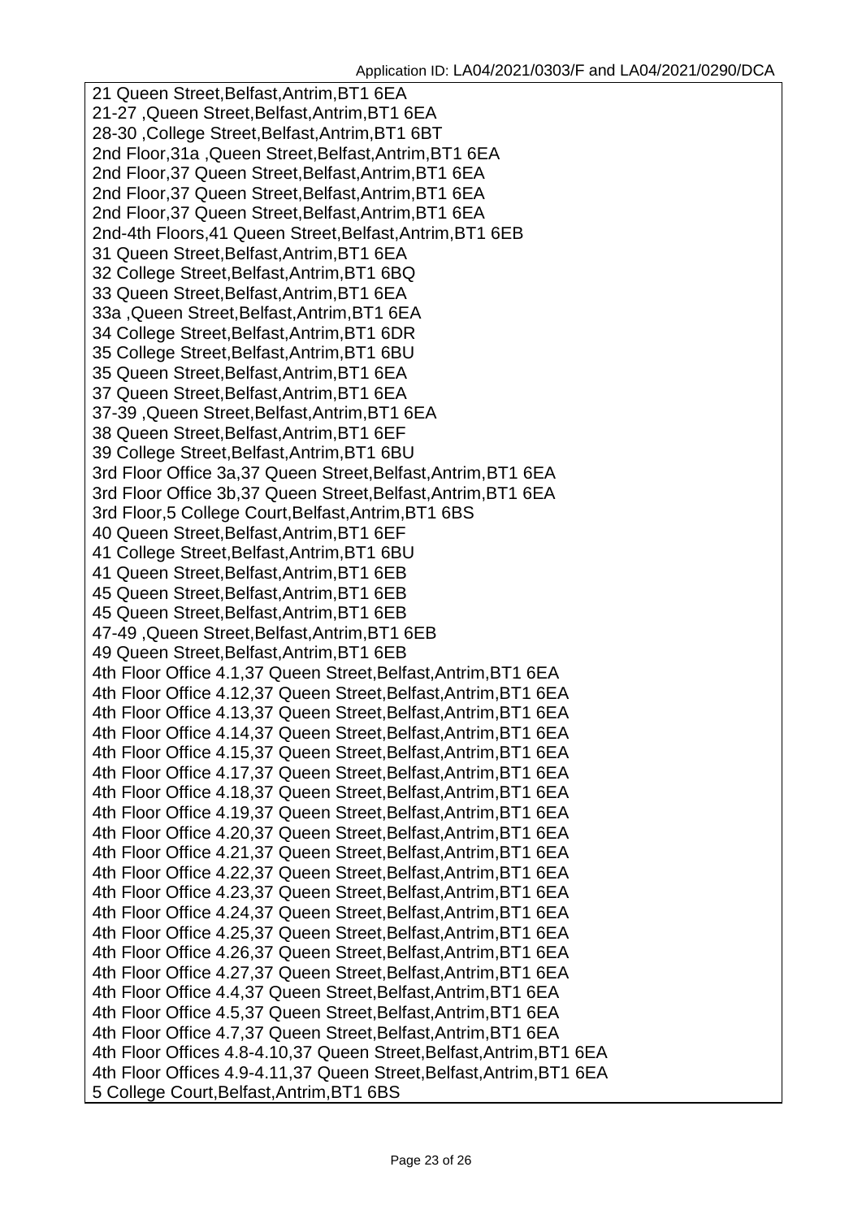21 Queen Street,Belfast,Antrim,BT1 6EA
21-27 ,Queen Street,Belfast,Antrim,BT1 6EA
28-30 ,College Street,Belfast,Antrim,BT1 6BT
2nd Floor,31a ,Queen Street,Belfast,Antrim,BT1 6EA
2nd Floor,37 Queen Street,Belfast,Antrim,BT1 6EA
2nd Floor,37 Queen Street,Belfast,Antrim,BT1 6EA
2nd Floor,37 Queen Street,Belfast,Antrim,BT1 6EA
2nd-4th Floors,41 Queen Street,Belfast,Antrim,BT1 6EB
31 Queen Street,Belfast,Antrim,BT1 6EA
32 College Street,Belfast,Antrim,BT1 6BQ
33 Queen Street,Belfast,Antrim,BT1 6EA
33a ,Queen Street,Belfast,Antrim,BT1 6EA
34 College Street,Belfast,Antrim,BT1 6DR
35 College Street,Belfast,Antrim,BT1 6BU
35 Queen Street,Belfast,Antrim,BT1 6EA
37 Queen Street,Belfast,Antrim,BT1 6EA
37-39 ,Queen Street,Belfast,Antrim,BT1 6EA
38 Queen Street,Belfast,Antrim,BT1 6EF
39 College Street,Belfast,Antrim,BT1 6BU
3rd Floor Office 3a,37 Queen Street,Belfast,Antrim,BT1 6EA
3rd Floor Office 3b,37 Queen Street,Belfast,Antrim,BT1 6EA
3rd Floor,5 College Court,Belfast,Antrim,BT1 6BS
40 Queen Street,Belfast,Antrim,BT1 6EF
41 College Street,Belfast,Antrim,BT1 6BU
41 Queen Street,Belfast,Antrim,BT1 6EB
45 Queen Street,Belfast,Antrim,BT1 6EB
45 Queen Street,Belfast,Antrim,BT1 6EB
47-49 ,Queen Street,Belfast,Antrim,BT1 6EB
49 Queen Street,Belfast,Antrim,BT1 6EB
4th Floor Office 4.1,37 Queen Street,Belfast,Antrim,BT1 6EA
4th Floor Office 4.12,37 Queen Street,Belfast,Antrim,BT1 6EA
4th Floor Office 4.13,37 Queen Street,Belfast,Antrim,BT1 6EA
4th Floor Office 4.14,37 Queen Street,Belfast,Antrim,BT1 6EA
4th Floor Office 4.15,37 Queen Street,Belfast,Antrim,BT1 6EA
4th Floor Office 4.17,37 Queen Street,Belfast,Antrim,BT1 6EA
4th Floor Office 4.18,37 Queen Street,Belfast,Antrim,BT1 6EA
4th Floor Office 4.19,37 Queen Street,Belfast,Antrim,BT1 6EA
4th Floor Office 4.20,37 Queen Street,Belfast,Antrim,BT1 6EA
4th Floor Office 4.21,37 Queen Street,Belfast,Antrim,BT1 6EA
4th Floor Office 4.22,37 Queen Street,Belfast,Antrim,BT1 6EA
4th Floor Office 4.23,37 Queen Street,Belfast,Antrim,BT1 6EA
4th Floor Office 4.24,37 Queen Street,Belfast,Antrim,BT1 6EA
4th Floor Office 4.25,37 Queen Street,Belfast,Antrim,BT1 6EA
4th Floor Office 4.26,37 Queen Street,Belfast,Antrim,BT1 6EA
4th Floor Office 4.27,37 Queen Street,Belfast,Antrim,BT1 6EA
4th Floor Office 4.4,37 Queen Street,Belfast,Antrim,BT1 6EA
4th Floor Office 4.5,37 Queen Street,Belfast,Antrim,BT1 6EA
4th Floor Office 4.7,37 Queen Street,Belfast,Antrim,BT1 6EA
4th Floor Offices 4.8-4.10,37 Queen Street,Belfast,Antrim,BT1 6EA
4th Floor Offices 4.9-4.11,37 Queen Street,Belfast,Antrim,BT1 6EA
5 College Court,Belfast,Antrim,BT1 6BS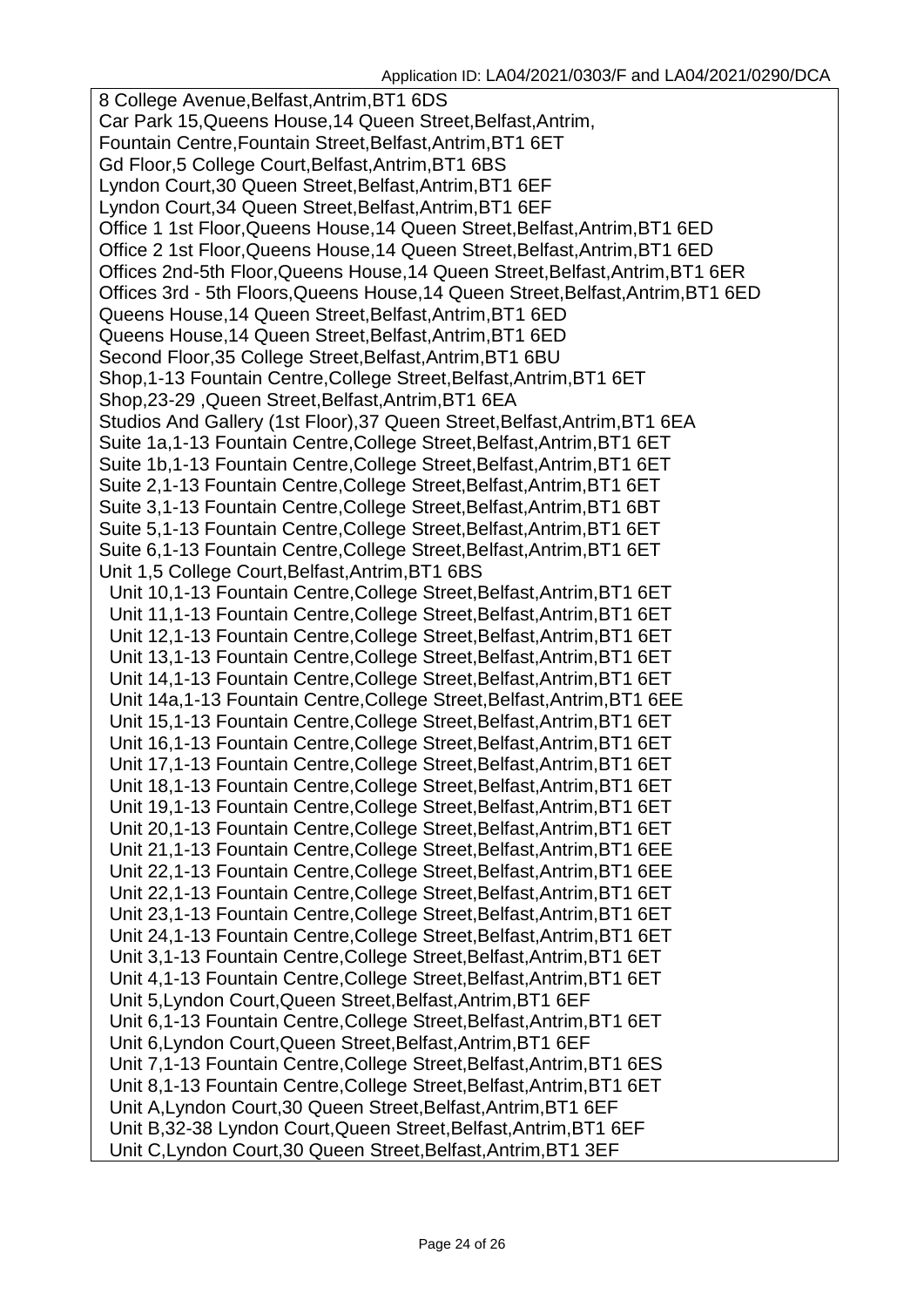8 College Avenue,Belfast,Antrim,BT1 6DS
Car Park 15,Queens House,14 Queen Street,Belfast,Antrim,
Fountain Centre,Fountain Street,Belfast,Antrim,BT1 6ET
Gd Floor,5 College Court,Belfast,Antrim,BT1 6BS
Lyndon Court,30 Queen Street,Belfast,Antrim,BT1 6EF
Lyndon Court,34 Queen Street,Belfast,Antrim,BT1 6EF
Office 1 1st Floor,Queens House,14 Queen Street,Belfast,Antrim,BT1 6ED
Office 2 1st Floor,Queens House,14 Queen Street,Belfast,Antrim,BT1 6ED
Offices 2nd-5th Floor,Queens House,14 Queen Street,Belfast,Antrim,BT1 6ER
Offices 3rd - 5th Floors,Queens House,14 Queen Street,Belfast,Antrim,BT1 6ED
Queens House,14 Queen Street,Belfast,Antrim,BT1 6ED
Queens House,14 Queen Street,Belfast,Antrim,BT1 6ED
Second Floor,35 College Street,Belfast,Antrim,BT1 6BU
Shop,1-13 Fountain Centre,College Street,Belfast,Antrim,BT1 6ET
Shop,23-29 ,Queen Street,Belfast,Antrim,BT1 6EA
Studios And Gallery (1st Floor),37 Queen Street,Belfast,Antrim,BT1 6EA
Suite 1a,1-13 Fountain Centre,College Street,Belfast,Antrim,BT1 6ET
Suite 1b,1-13 Fountain Centre,College Street,Belfast,Antrim,BT1 6ET
Suite 2,1-13 Fountain Centre,College Street,Belfast,Antrim,BT1 6ET
Suite 3,1-13 Fountain Centre,College Street,Belfast,Antrim,BT1 6BT
Suite 5,1-13 Fountain Centre,College Street,Belfast,Antrim,BT1 6ET
Suite 6,1-13 Fountain Centre,College Street,Belfast,Antrim,BT1 6ET
Unit 1,5 College Court,Belfast,Antrim,BT1 6BS
Unit 10,1-13 Fountain Centre,College Street,Belfast,Antrim,BT1 6ET
Unit 11,1-13 Fountain Centre,College Street,Belfast,Antrim,BT1 6ET
Unit 12,1-13 Fountain Centre,College Street,Belfast,Antrim,BT1 6ET
Unit 13,1-13 Fountain Centre,College Street,Belfast,Antrim,BT1 6ET
Unit 14,1-13 Fountain Centre,College Street,Belfast,Antrim,BT1 6ET
Unit 14a,1-13 Fountain Centre,College Street,Belfast,Antrim,BT1 6EE
Unit 15,1-13 Fountain Centre,College Street,Belfast,Antrim,BT1 6ET
Unit 16,1-13 Fountain Centre,College Street,Belfast,Antrim,BT1 6ET
Unit 17,1-13 Fountain Centre,College Street,Belfast,Antrim,BT1 6ET
Unit 18,1-13 Fountain Centre,College Street,Belfast,Antrim,BT1 6ET
Unit 19,1-13 Fountain Centre,College Street,Belfast,Antrim,BT1 6ET
Unit 20,1-13 Fountain Centre,College Street,Belfast,Antrim,BT1 6ET
Unit 21,1-13 Fountain Centre,College Street,Belfast,Antrim,BT1 6EE
Unit 22,1-13 Fountain Centre,College Street,Belfast,Antrim,BT1 6EE
Unit 22,1-13 Fountain Centre,College Street,Belfast,Antrim,BT1 6ET
Unit 23,1-13 Fountain Centre,College Street,Belfast,Antrim,BT1 6ET
Unit 24,1-13 Fountain Centre,College Street,Belfast,Antrim,BT1 6ET
Unit 3,1-13 Fountain Centre,College Street,Belfast,Antrim,BT1 6ET
Unit 4,1-13 Fountain Centre,College Street,Belfast,Antrim,BT1 6ET
Unit 5,Lyndon Court,Queen Street,Belfast,Antrim,BT1 6EF
Unit 6,1-13 Fountain Centre,College Street,Belfast,Antrim,BT1 6ET
Unit 6,Lyndon Court,Queen Street,Belfast,Antrim,BT1 6EF
Unit 7,1-13 Fountain Centre,College Street,Belfast,Antrim,BT1 6ES
Unit 8,1-13 Fountain Centre,College Street,Belfast,Antrim,BT1 6ET
Unit A,Lyndon Court,30 Queen Street,Belfast,Antrim,BT1 6EF
Unit B,32-38 Lyndon Court,Queen Street,Belfast,Antrim,BT1 6EF
Unit C,Lyndon Court,30 Queen Street,Belfast,Antrim,BT1 3EF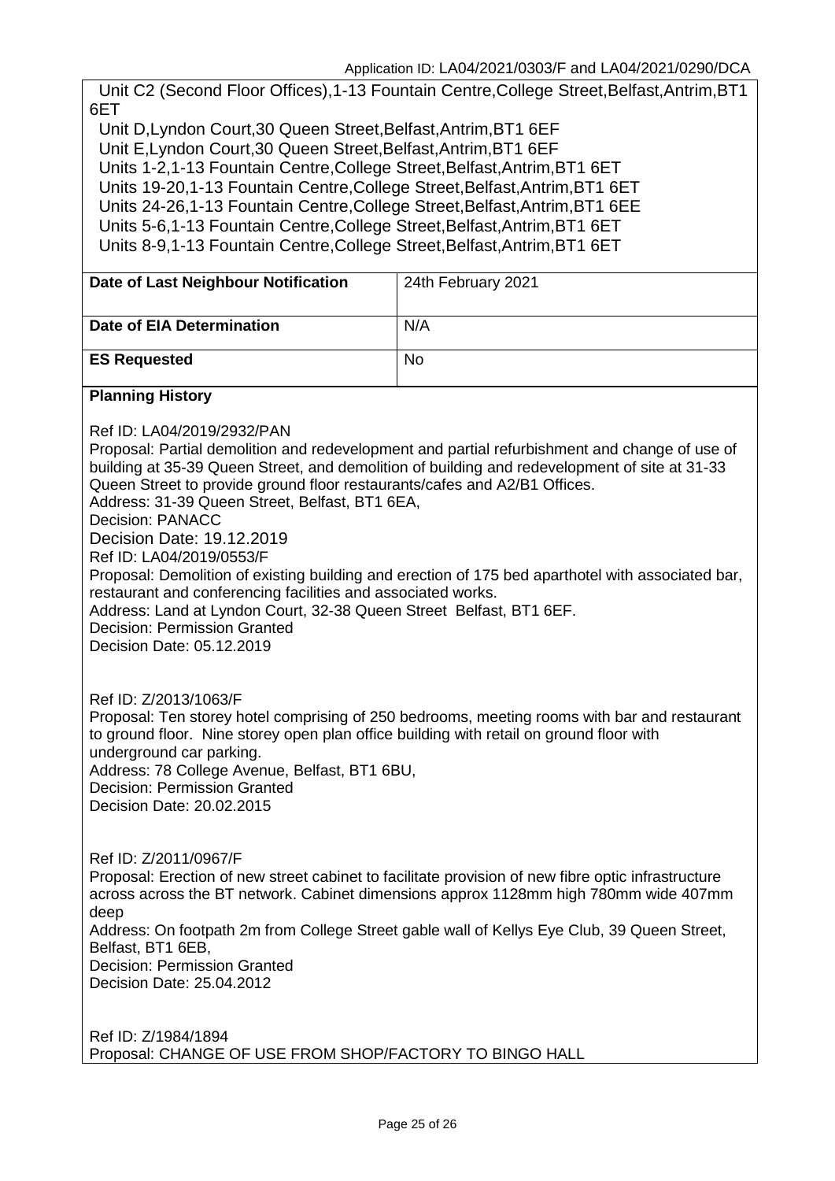Unit C2 (Second Floor Offices),1-13 Fountain Centre,College Street,Belfast,Antrim,BT1 6ET
Unit D,Lyndon Court,30 Queen Street,Belfast,Antrim,BT1 6EF
Unit E,Lyndon Court,30 Queen Street,Belfast,Antrim,BT1 6EF
Units 1-2,1-13 Fountain Centre,College Street,Belfast,Antrim,BT1 6ET
Units 19-20,1-13 Fountain Centre,College Street,Belfast,Antrim,BT1 6ET
Units 24-26,1-13 Fountain Centre,College Street,Belfast,Antrim,BT1 6EE
Units 5-6,1-13 Fountain Centre,College Street,Belfast,Antrim,BT1 6ET
Units 8-9,1-13 Fountain Centre,College Street,Belfast,Antrim,BT1 6ET

| | |
|---|---|
| **Date of Last Neighbour Notification** | 24th February 2021 |
| **Date of EIA Determination** | N/A |
| **ES Requested** | No |

**Planning History**

Ref ID: LA04/2019/2932/PAN
Proposal: Partial demolition and redevelopment and partial refurbishment and change of use of building at 35-39 Queen Street, and demolition of building and redevelopment of site at 31-33 Queen Street to provide ground floor restaurants/cafes and A2/B1 Offices.
Address: 31-39 Queen Street, Belfast, BT1 6EA,
Decision: PANACC
Decision Date: 19.12.2019
Ref ID: LA04/2019/0553/F
Proposal: Demolition of existing building and erection of 175 bed aparthotel with associated bar, restaurant and conferencing facilities and associated works.
Address: Land at Lyndon Court, 32-38 Queen Street Belfast, BT1 6EF.
Decision: Permission Granted
Decision Date: 05.12.2019

Ref ID: Z/2013/1063/F
Proposal: Ten storey hotel comprising of 250 bedrooms, meeting rooms with bar and restaurant to ground floor. Nine storey open plan office building with retail on ground floor with underground car parking.
Address: 78 College Avenue, Belfast, BT1 6BU,
Decision: Permission Granted
Decision Date: 20.02.2015

Ref ID: Z/2011/0967/F
Proposal: Erection of new street cabinet to facilitate provision of new fibre optic infrastructure across across the BT network. Cabinet dimensions approx 1128mm high 780mm wide 407mm deep
Address: On footpath 2m from College Street gable wall of Kellys Eye Club, 39 Queen Street, Belfast, BT1 6EB,
Decision: Permission Granted
Decision Date: 25.04.2012

Ref ID: Z/1984/1894
Proposal: CHANGE OF USE FROM SHOP/FACTORY TO BINGO HALL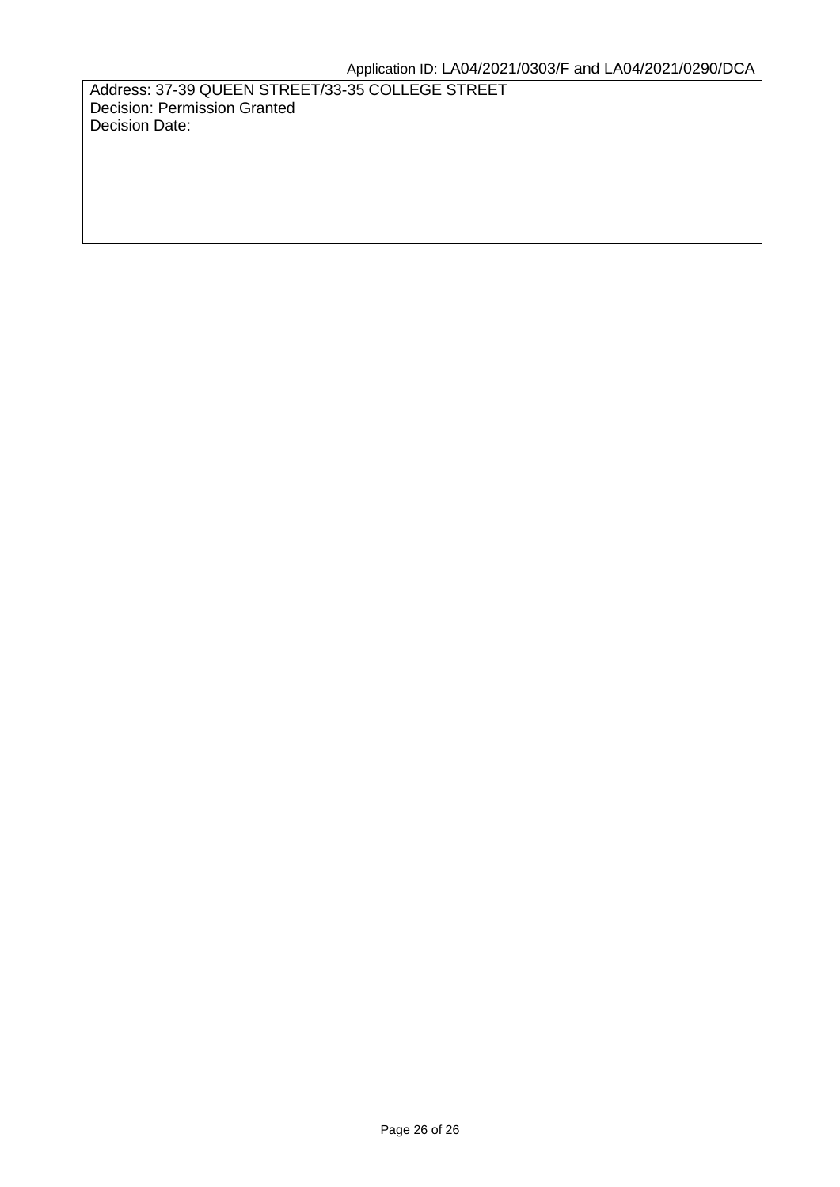Application ID: LA04/2021/0303/F and LA04/2021/0290/DCA

Address: 37-39 QUEEN STREET/33-35 COLLEGE STREET
Decision: Permission Granted
Decision Date: